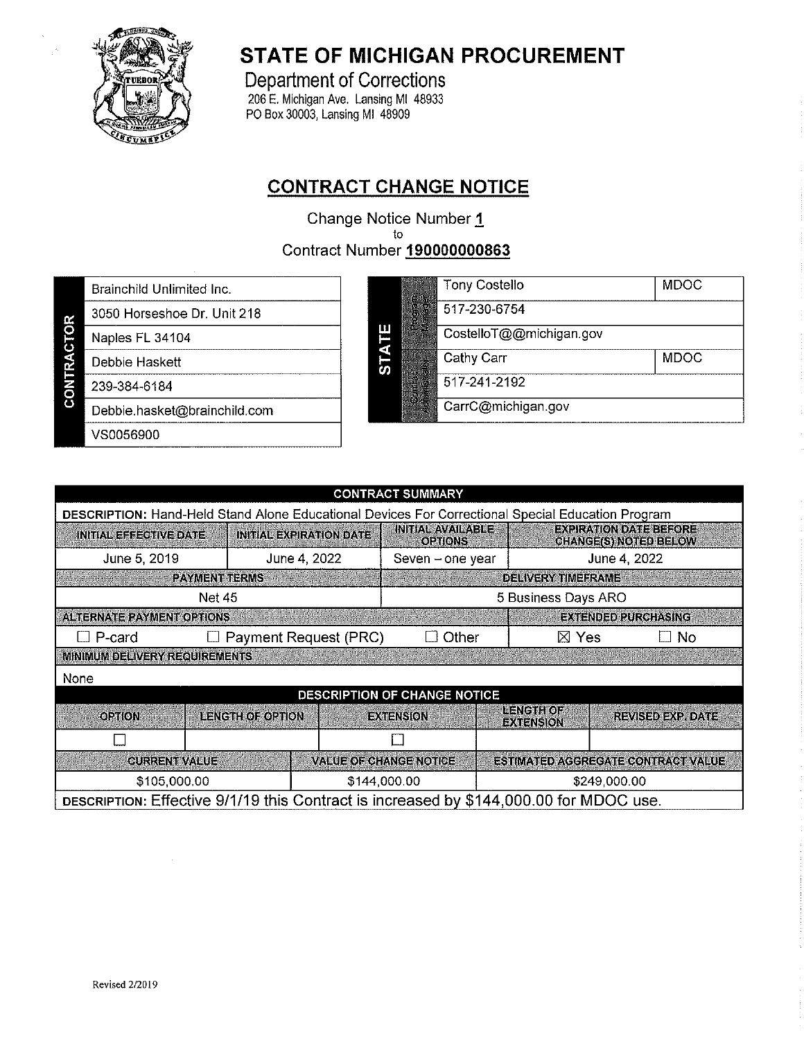# STATE OF MICHIGAN PROCUREMENT

Department of Corrections
206 E. Michigan Ave. Lansing MI 48933
PO Box 30003, Lansing MI 48909

## CONTRACT CHANGE NOTICE

Change Notice Number **1**
to
Contract Number **190000000863**

| CONTRACTOR | |
|---|---|
| | Brainchild Unlimited Inc. |
| | 3050 Horseshoe Dr. Unit 218 |
| | Naples FL 34104 |
| | Debbie Haskett |
| | 239-384-6184 |
| | Debbie.hasket@brainchild.com |
| | VS0056900 |

| STATE | | | |
|---|---|---|---|
| | Program Manager | Tony Costello | MDOC |
| | | 517-230-6754 | |
| | | CostelloT@@michigan.gov | |
| | Contract Administrator | Cathy Carr | MDOC |
| | | 517-241-2192 | |
| | | CarrC@michigan.gov | |

| CONTRACT SUMMARY | | | | |
|---|---|---|---|---|
| **DESCRIPTION:** Hand-Held Stand Alone Educational Devices For Correctional Special Education Program | | | | |
| INITIAL EFFECTIVE DATE | INITIAL EXPIRATION DATE | INITIAL AVAILABLE OPTIONS | EXPIRATION DATE BEFORE CHANGE(S) NOTED BELOW | |
| June 5, 2019 | June 4, 2022 | Seven – one year | June 4, 2022 | |
| PAYMENT TERMS | | DELIVERY TIMEFRAME | | |
| Net 45 | | 5 Business Days ARO | | |
| ALTERNATE PAYMENT OPTIONS | | | EXTENDED PURCHASING | |
| ☐ P-card | ☐ Payment Request (PRC) | ☐ Other | ☒ Yes | ☐ No |
| MINIMUM DELIVERY REQUIREMENTS | | | | |
| None | | | | |

| DESCRIPTION OF CHANGE NOTICE | | | | |
|---|---|---|---|---|
| OPTION | LENGTH OF OPTION | EXTENSION | LENGTH OF EXTENSION | REVISED EXP. DATE |
| ☐ | | ☐ | | |
| CURRENT VALUE | VALUE OF CHANGE NOTICE | ESTIMATED AGGREGATE CONTRACT VALUE | | |
| $105,000.00 | $144,000.00 | $249,000.00 | | |
| **DESCRIPTION:** Effective 9/1/19 this Contract is increased by $144,000.00 for MDOC use. | | | | |

Revised 2/2019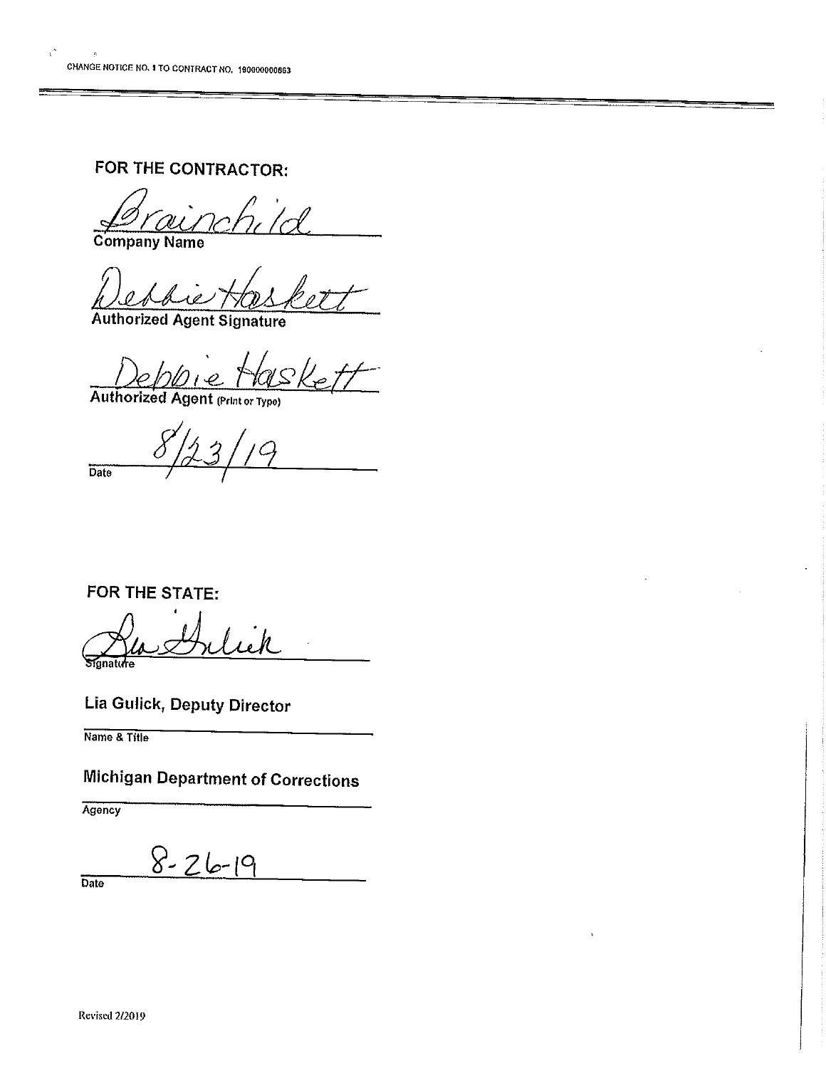CHANGE NOTICE NO. 1 TO CONTRACT NO. 190000000863

**FOR THE CONTRACTOR:**

Brainchild
Company Name

Debbie Haskett
Authorized Agent Signature

Debbie Haskett
Authorized Agent (Print or Type)

8/23/19
Date

**FOR THE STATE:**

Lia Gulick
Signature

Lia Gulick, Deputy Director
Name & Title

Michigan Department of Corrections
Agency

8-26-19
Date

Revised 2/2019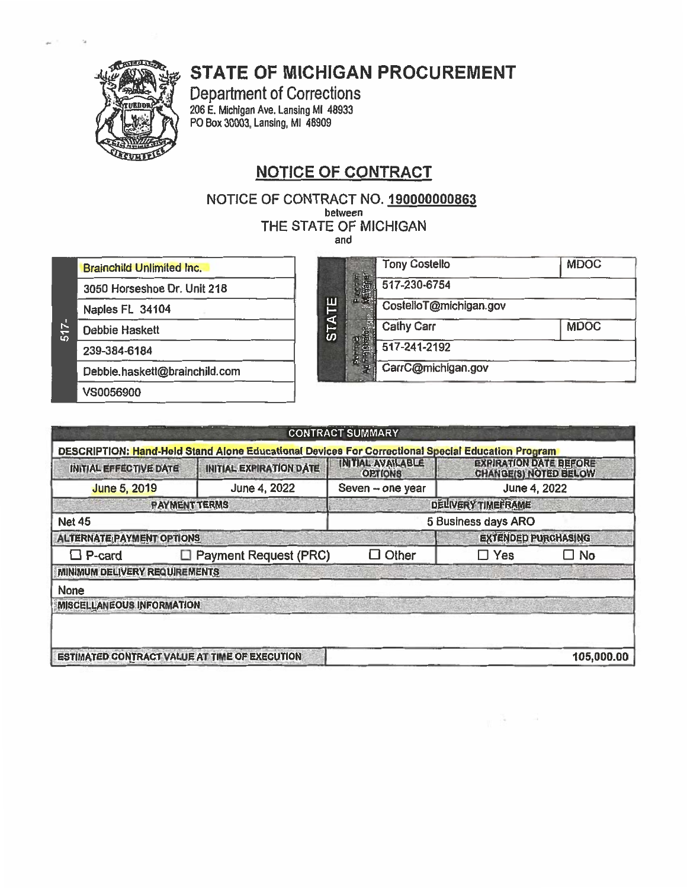# STATE OF MICHIGAN PROCUREMENT

Department of Corrections
206 E. Michigan Ave. Lansing MI 48933
PO Box 30003, Lansing, MI 48909

## NOTICE OF CONTRACT

NOTICE OF CONTRACT NO. **190000000863**
between
THE STATE OF MICHIGAN
and

| 517- |
|---|
| Brainchild Unlimited Inc. |
| 3050 Horseshoe Dr. Unit 218 |
| Naples FL 34104 |
| Debbie Haskett |
| 239-384-6184 |
| Debbie.haskett@brainchild.com |
| VS0056900 |

| STATE | | | |
|---|---|---|---|
| | Program Manager | Tony Costello | MDOC |
| | | 517-230-6754 | |
| | | CostelloT@michigan.gov | |
| | Contract Administrator | Cathy Carr | MDOC |
| | | 517-241-2192 | |
| | | CarrC@michigan.gov | |

| CONTRACT SUMMARY | | | | |
|---|---|---|---|---|
| DESCRIPTION: Hand-Held Stand Alone Educational Devices For Correctional Special Education Program | | | | |
| INITIAL EFFECTIVE DATE | INITIAL EXPIRATION DATE | INITIAL AVAILABLE OPTIONS | EXPIRATION DATE BEFORE CHANGE(S) NOTED BELOW | |
| June 5, 2019 | June 4, 2022 | Seven – one year | June 4, 2022 | |
| PAYMENT TERMS | | DELIVERY TIMEFRAME | | |
| Net 45 | | 5 Business days ARO | | |
| ALTERNATE PAYMENT OPTIONS | | | EXTENDED PURCHASING | |
| ☐ P-card | ☐ Payment Request (PRC) | ☐ Other | ☐ Yes | ☐ No |
| MINIMUM DELIVERY REQUIREMENTS | | | | |
| None | | | | |
| MISCELLANEOUS INFORMATION | | | | |
| | | | | |
| ESTIMATED CONTRACT VALUE AT TIME OF EXECUTION | | 105,000.00 | | |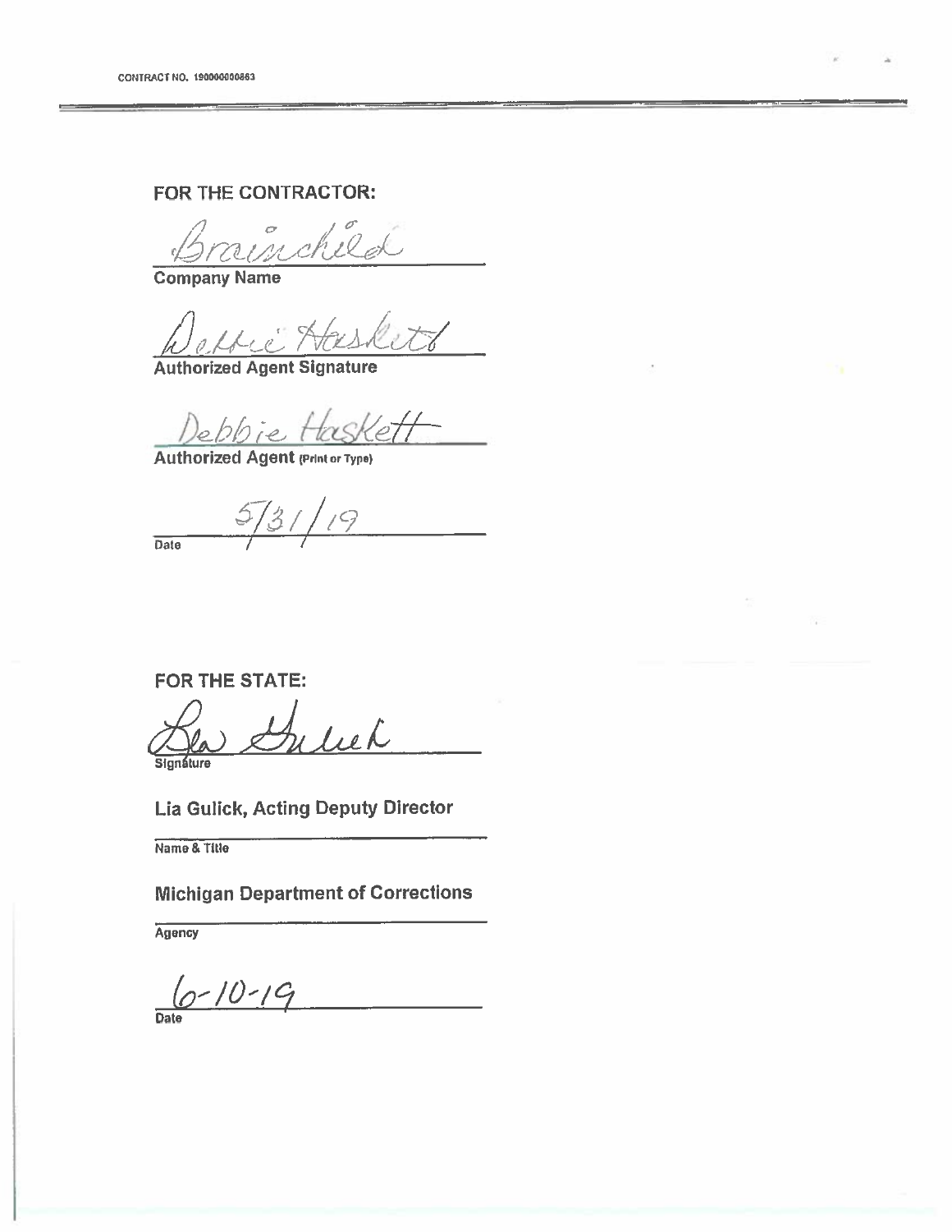**FOR THE CONTRACTOR:**

Brainchild

Company Name

Debbie Haskett

Authorized Agent Signature

Debbie Haskett

Authorized Agent (Print or Type)

5/31/19

Date

**FOR THE STATE:**

Lia Gulick

Signature

Lia Gulick, Acting Deputy Director

Name & Title

Michigan Department of Corrections

Agency

6-10-19

Date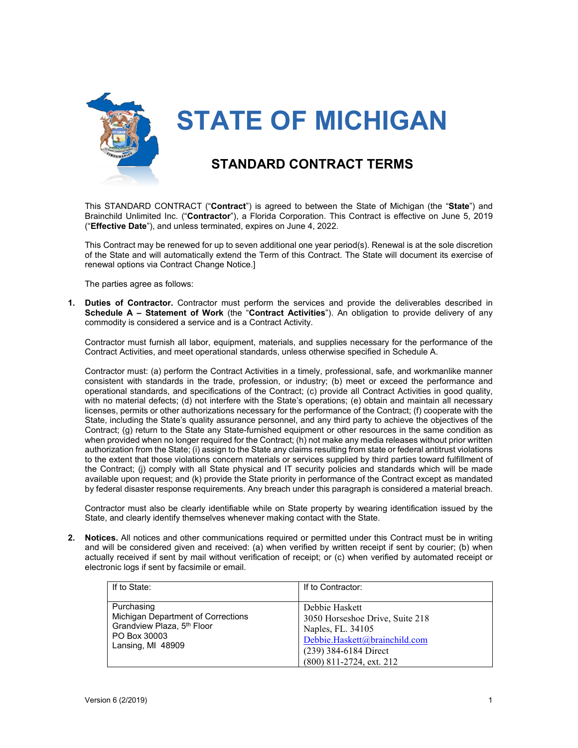# STATE OF MICHIGAN

## STANDARD CONTRACT TERMS

This STANDARD CONTRACT ("**Contract**") is agreed to between the State of Michigan (the "**State**") and Brainchild Unlimited Inc. ("**Contractor**"), a Florida Corporation. This Contract is effective on June 5, 2019 ("**Effective Date**"), and unless terminated, expires on June 4, 2022.

This Contract may be renewed for up to seven additional one year period(s). Renewal is at the sole discretion of the State and will automatically extend the Term of this Contract. The State will document its exercise of renewal options via Contract Change Notice.]

The parties agree as follows:

1. **Duties of Contractor.** Contractor must perform the services and provide the deliverables described in **Schedule A – Statement of Work** (the "**Contract Activities**"). An obligation to provide delivery of any commodity is considered a service and is a Contract Activity.

   Contractor must furnish all labor, equipment, materials, and supplies necessary for the performance of the Contract Activities, and meet operational standards, unless otherwise specified in Schedule A.

   Contractor must: (a) perform the Contract Activities in a timely, professional, safe, and workmanlike manner consistent with standards in the trade, profession, or industry; (b) meet or exceed the performance and operational standards, and specifications of the Contract; (c) provide all Contract Activities in good quality, with no material defects; (d) not interfere with the State's operations; (e) obtain and maintain all necessary licenses, permits or other authorizations necessary for the performance of the Contract; (f) cooperate with the State, including the State's quality assurance personnel, and any third party to achieve the objectives of the Contract; (g) return to the State any State-furnished equipment or other resources in the same condition as when provided when no longer required for the Contract; (h) not make any media releases without prior written authorization from the State; (i) assign to the State any claims resulting from state or federal antitrust violations to the extent that those violations concern materials or services supplied by third parties toward fulfillment of the Contract; (j) comply with all State physical and IT security policies and standards which will be made available upon request; and (k) provide the State priority in performance of the Contract except as mandated by federal disaster response requirements. Any breach under this paragraph is considered a material breach.

   Contractor must also be clearly identifiable while on State property by wearing identification issued by the State, and clearly identify themselves whenever making contact with the State.

2. **Notices.** All notices and other communications required or permitted under this Contract must be in writing and will be considered given and received: (a) when verified by written receipt if sent by courier; (b) when actually received if sent by mail without verification of receipt; or (c) when verified by automated receipt or electronic logs if sent by facsimile or email.

| If to State: | If to Contractor: |
|---|---|
| Purchasing<br>Michigan Department of Corrections<br>Grandview Plaza, 5th Floor<br>PO Box 30003<br>Lansing, MI 48909 | Debbie Haskett<br>3050 Horseshoe Drive, Suite 218<br>Naples, FL. 34105<br>Debbie.Haskett@brainchild.com<br>(239) 384-6184 Direct<br>(800) 811-2724, ext. 212 |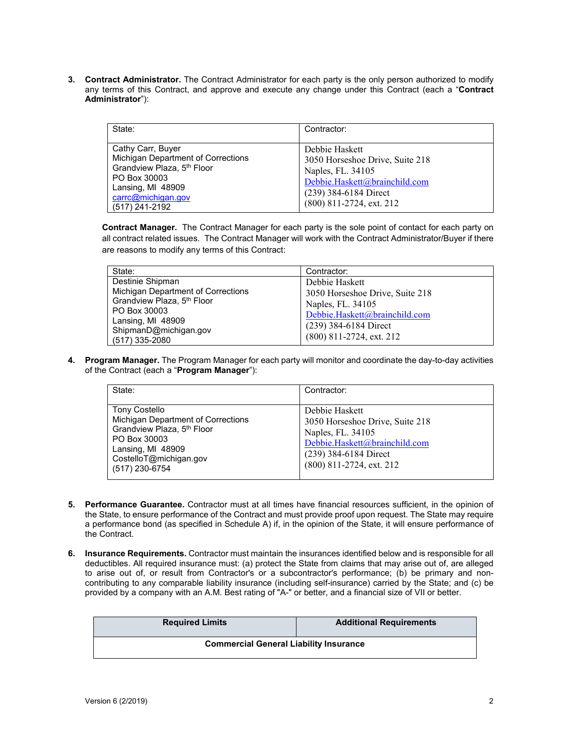3. **Contract Administrator.** The Contract Administrator for each party is the only person authorized to modify any terms of this Contract, and approve and execute any change under this Contract (each a "**Contract Administrator**"):

| State: | Contractor: |
|---|---|
| Cathy Carr, Buyer<br>Michigan Department of Corrections<br>Grandview Plaza, 5th Floor<br>PO Box 30003<br>Lansing, MI 48909<br>carrc@michigan.gov<br>(517) 241-2192 | Debbie Haskett<br>3050 Horseshoe Drive, Suite 218<br>Naples, FL. 34105<br>Debbie.Haskett@brainchild.com<br>(239) 384-6184 Direct<br>(800) 811-2724, ext. 212 |

**Contract Manager.** The Contract Manager for each party is the sole point of contact for each party on all contract related issues. The Contract Manager will work with the Contract Administrator/Buyer if there are reasons to modify any terms of this Contract:

| State: | Contractor: |
|---|---|
| Destinie Shipman<br>Michigan Department of Corrections<br>Grandview Plaza, 5th Floor<br>PO Box 30003<br>Lansing, MI 48909<br>ShipmanD@michigan.gov<br>(517) 335-2080 | Debbie Haskett<br>3050 Horseshoe Drive, Suite 218<br>Naples, FL. 34105<br>Debbie.Haskett@brainchild.com<br>(239) 384-6184 Direct<br>(800) 811-2724, ext. 212 |

4. **Program Manager.** The Program Manager for each party will monitor and coordinate the day-to-day activities of the Contract (each a "**Program Manager**"):

| State: | Contractor: |
|---|---|
| Tony Costello<br>Michigan Department of Corrections<br>Grandview Plaza, 5th Floor<br>PO Box 30003<br>Lansing, MI 48909<br>CostelloT@michigan.gov<br>(517) 230-6754 | Debbie Haskett<br>3050 Horseshoe Drive, Suite 218<br>Naples, FL. 34105<br>Debbie.Haskett@brainchild.com<br>(239) 384-6184 Direct<br>(800) 811-2724, ext. 212 |

5. **Performance Guarantee.** Contractor must at all times have financial resources sufficient, in the opinion of the State, to ensure performance of the Contract and must provide proof upon request. The State may require a performance bond (as specified in Schedule A) if, in the opinion of the State, it will ensure performance of the Contract.

6. **Insurance Requirements.** Contractor must maintain the insurances identified below and is responsible for all deductibles. All required insurance must: (a) protect the State from claims that may arise out of, are alleged to arise out of, or result from Contractor's or a subcontractor's performance; (b) be primary and non-contributing to any comparable liability insurance (including self-insurance) carried by the State; and (c) be provided by a company with an A.M. Best rating of "A-" or better, and a financial size of VII or better.

| Required Limits | Additional Requirements |
|---|---|
| **Commercial General Liability Insurance** | |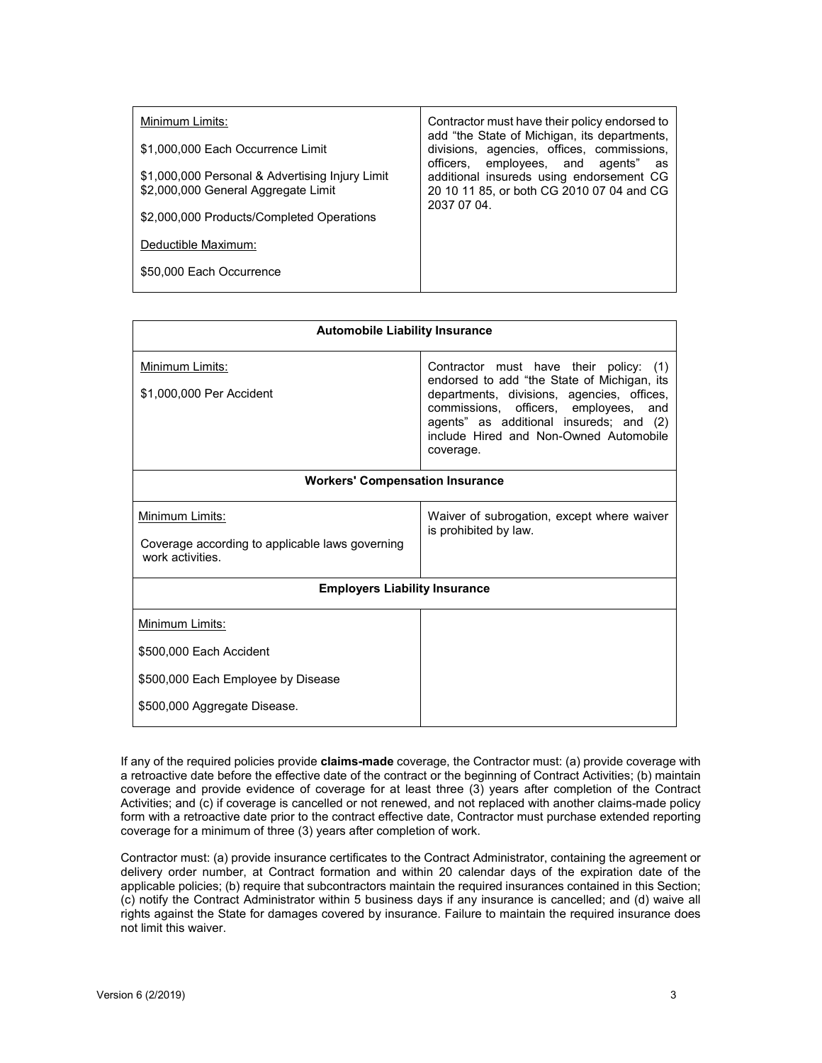| Minimum Limits:<br><br>$1,000,000 Each Occurrence Limit<br><br>$1,000,000 Personal & Advertising Injury Limit<br>$2,000,000 General Aggregate Limit<br><br>$2,000,000 Products/Completed Operations<br><br>Deductible Maximum:<br><br>$50,000 Each Occurrence | Contractor must have their policy endorsed to add "the State of Michigan, its departments, divisions, agencies, offices, commissions, officers, employees, and agents" as additional insureds using endorsement CG 20 10 11 85, or both CG 2010 07 04 and CG 2037 07 04. |
|---|---|

| **Automobile Liability Insurance** | |
|---|---|
| Minimum Limits:<br><br>$1,000,000 Per Accident | Contractor must have their policy: (1) endorsed to add "the State of Michigan, its departments, divisions, agencies, offices, commissions, officers, employees, and agents" as additional insureds; and (2) include Hired and Non-Owned Automobile coverage. |
| **Workers' Compensation Insurance** | |
| Minimum Limits:<br><br>Coverage according to applicable laws governing work activities. | Waiver of subrogation, except where waiver is prohibited by law. |
| **Employers Liability Insurance** | |
| Minimum Limits:<br><br>$500,000 Each Accident<br><br>$500,000 Each Employee by Disease<br><br>$500,000 Aggregate Disease. | |

If any of the required policies provide **claims-made** coverage, the Contractor must: (a) provide coverage with a retroactive date before the effective date of the contract or the beginning of Contract Activities; (b) maintain coverage and provide evidence of coverage for at least three (3) years after completion of the Contract Activities; and (c) if coverage is cancelled or not renewed, and not replaced with another claims-made policy form with a retroactive date prior to the contract effective date, Contractor must purchase extended reporting coverage for a minimum of three (3) years after completion of work.

Contractor must: (a) provide insurance certificates to the Contract Administrator, containing the agreement or delivery order number, at Contract formation and within 20 calendar days of the expiration date of the applicable policies; (b) require that subcontractors maintain the required insurances contained in this Section; (c) notify the Contract Administrator within 5 business days if any insurance is cancelled; and (d) waive all rights against the State for damages covered by insurance. Failure to maintain the required insurance does not limit this waiver.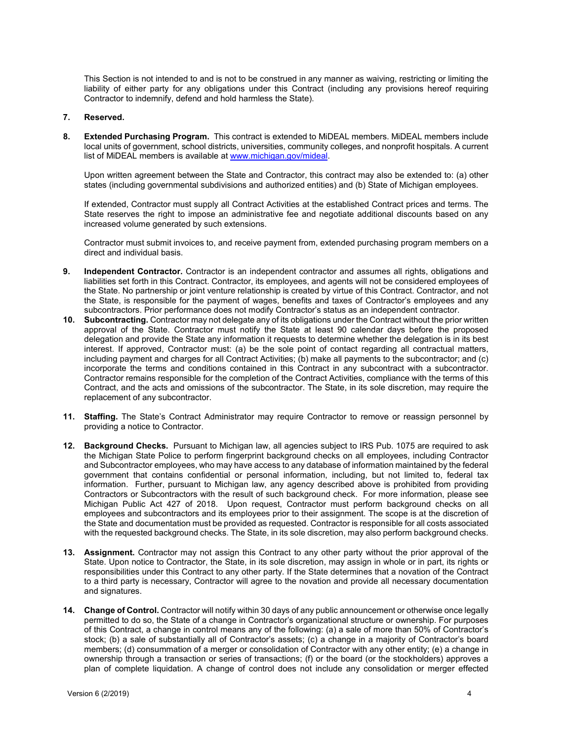This Section is not intended to and is not to be construed in any manner as waiving, restricting or limiting the liability of either party for any obligations under this Contract (including any provisions hereof requiring Contractor to indemnify, defend and hold harmless the State).

7. **Reserved.**

8. **Extended Purchasing Program.** This contract is extended to MiDEAL members. MiDEAL members include local units of government, school districts, universities, community colleges, and nonprofit hospitals. A current list of MiDEAL members is available at [www.michigan.gov/mideal](http://www.michigan.gov/mideal).

   Upon written agreement between the State and Contractor, this contract may also be extended to: (a) other states (including governmental subdivisions and authorized entities) and (b) State of Michigan employees.

   If extended, Contractor must supply all Contract Activities at the established Contract prices and terms. The State reserves the right to impose an administrative fee and negotiate additional discounts based on any increased volume generated by such extensions.

   Contractor must submit invoices to, and receive payment from, extended purchasing program members on a direct and individual basis.

9. **Independent Contractor.** Contractor is an independent contractor and assumes all rights, obligations and liabilities set forth in this Contract. Contractor, its employees, and agents will not be considered employees of the State. No partnership or joint venture relationship is created by virtue of this Contract. Contractor, and not the State, is responsible for the payment of wages, benefits and taxes of Contractor's employees and any subcontractors. Prior performance does not modify Contractor's status as an independent contractor.

10. **Subcontracting.** Contractor may not delegate any of its obligations under the Contract without the prior written approval of the State. Contractor must notify the State at least 90 calendar days before the proposed delegation and provide the State any information it requests to determine whether the delegation is in its best interest. If approved, Contractor must: (a) be the sole point of contact regarding all contractual matters, including payment and charges for all Contract Activities; (b) make all payments to the subcontractor; and (c) incorporate the terms and conditions contained in this Contract in any subcontract with a subcontractor. Contractor remains responsible for the completion of the Contract Activities, compliance with the terms of this Contract, and the acts and omissions of the subcontractor. The State, in its sole discretion, may require the replacement of any subcontractor.

11. **Staffing.** The State's Contract Administrator may require Contractor to remove or reassign personnel by providing a notice to Contractor.

12. **Background Checks.** Pursuant to Michigan law, all agencies subject to IRS Pub. 1075 are required to ask the Michigan State Police to perform fingerprint background checks on all employees, including Contractor and Subcontractor employees, who may have access to any database of information maintained by the federal government that contains confidential or personal information, including, but not limited to, federal tax information. Further, pursuant to Michigan law, any agency described above is prohibited from providing Contractors or Subcontractors with the result of such background check. For more information, please see Michigan Public Act 427 of 2018. Upon request, Contractor must perform background checks on all employees and subcontractors and its employees prior to their assignment. The scope is at the discretion of the State and documentation must be provided as requested. Contractor is responsible for all costs associated with the requested background checks. The State, in its sole discretion, may also perform background checks.

13. **Assignment.** Contractor may not assign this Contract to any other party without the prior approval of the State. Upon notice to Contractor, the State, in its sole discretion, may assign in whole or in part, its rights or responsibilities under this Contract to any other party. If the State determines that a novation of the Contract to a third party is necessary, Contractor will agree to the novation and provide all necessary documentation and signatures.

14. **Change of Control.** Contractor will notify within 30 days of any public announcement or otherwise once legally permitted to do so, the State of a change in Contractor's organizational structure or ownership. For purposes of this Contract, a change in control means any of the following: (a) a sale of more than 50% of Contractor's stock; (b) a sale of substantially all of Contractor's assets; (c) a change in a majority of Contractor's board members; (d) consummation of a merger or consolidation of Contractor with any other entity; (e) a change in ownership through a transaction or series of transactions; (f) or the board (or the stockholders) approves a plan of complete liquidation. A change of control does not include any consolidation or merger effected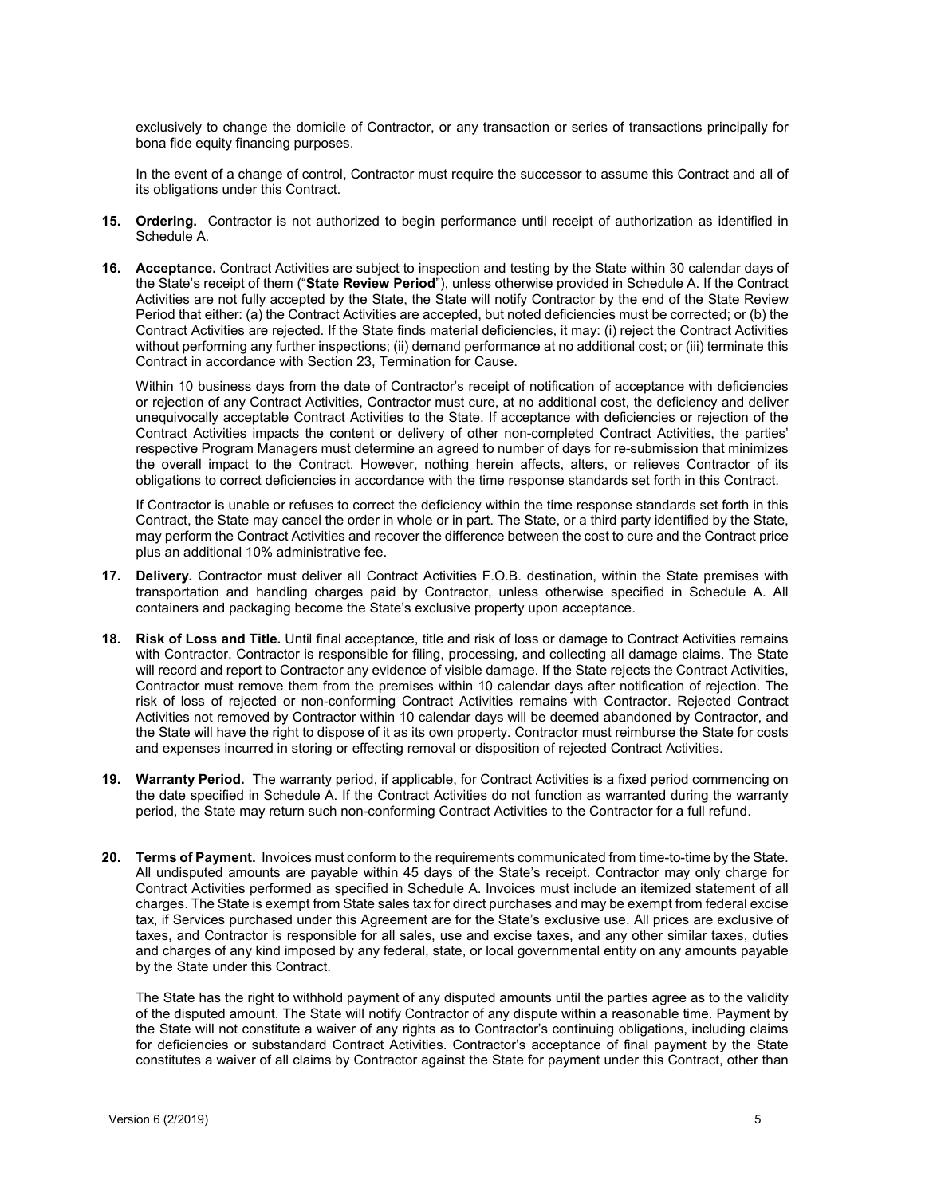exclusively to change the domicile of Contractor, or any transaction or series of transactions principally for bona fide equity financing purposes.

In the event of a change of control, Contractor must require the successor to assume this Contract and all of its obligations under this Contract.

15. **Ordering.** Contractor is not authorized to begin performance until receipt of authorization as identified in Schedule A.

16. **Acceptance.** Contract Activities are subject to inspection and testing by the State within 30 calendar days of the State's receipt of them ("**State Review Period**"), unless otherwise provided in Schedule A. If the Contract Activities are not fully accepted by the State, the State will notify Contractor by the end of the State Review Period that either: (a) the Contract Activities are accepted, but noted deficiencies must be corrected; or (b) the Contract Activities are rejected. If the State finds material deficiencies, it may: (i) reject the Contract Activities without performing any further inspections; (ii) demand performance at no additional cost; or (iii) terminate this Contract in accordance with Section 23, Termination for Cause.

    Within 10 business days from the date of Contractor's receipt of notification of acceptance with deficiencies or rejection of any Contract Activities, Contractor must cure, at no additional cost, the deficiency and deliver unequivocally acceptable Contract Activities to the State. If acceptance with deficiencies or rejection of the Contract Activities impacts the content or delivery of other non-completed Contract Activities, the parties' respective Program Managers must determine an agreed to number of days for re-submission that minimizes the overall impact to the Contract. However, nothing herein affects, alters, or relieves Contractor of its obligations to correct deficiencies in accordance with the time response standards set forth in this Contract.

    If Contractor is unable or refuses to correct the deficiency within the time response standards set forth in this Contract, the State may cancel the order in whole or in part. The State, or a third party identified by the State, may perform the Contract Activities and recover the difference between the cost to cure and the Contract price plus an additional 10% administrative fee.

17. **Delivery.** Contractor must deliver all Contract Activities F.O.B. destination, within the State premises with transportation and handling charges paid by Contractor, unless otherwise specified in Schedule A. All containers and packaging become the State's exclusive property upon acceptance.

18. **Risk of Loss and Title.** Until final acceptance, title and risk of loss or damage to Contract Activities remains with Contractor. Contractor is responsible for filing, processing, and collecting all damage claims. The State will record and report to Contractor any evidence of visible damage. If the State rejects the Contract Activities, Contractor must remove them from the premises within 10 calendar days after notification of rejection. The risk of loss of rejected or non-conforming Contract Activities remains with Contractor. Rejected Contract Activities not removed by Contractor within 10 calendar days will be deemed abandoned by Contractor, and the State will have the right to dispose of it as its own property. Contractor must reimburse the State for costs and expenses incurred in storing or effecting removal or disposition of rejected Contract Activities.

19. **Warranty Period.** The warranty period, if applicable, for Contract Activities is a fixed period commencing on the date specified in Schedule A. If the Contract Activities do not function as warranted during the warranty period, the State may return such non-conforming Contract Activities to the Contractor for a full refund.

20. **Terms of Payment.** Invoices must conform to the requirements communicated from time-to-time by the State. All undisputed amounts are payable within 45 days of the State's receipt. Contractor may only charge for Contract Activities performed as specified in Schedule A. Invoices must include an itemized statement of all charges. The State is exempt from State sales tax for direct purchases and may be exempt from federal excise tax, if Services purchased under this Agreement are for the State's exclusive use. All prices are exclusive of taxes, and Contractor is responsible for all sales, use and excise taxes, and any other similar taxes, duties and charges of any kind imposed by any federal, state, or local governmental entity on any amounts payable by the State under this Contract.

    The State has the right to withhold payment of any disputed amounts until the parties agree as to the validity of the disputed amount. The State will notify Contractor of any dispute within a reasonable time. Payment by the State will not constitute a waiver of any rights as to Contractor's continuing obligations, including claims for deficiencies or substandard Contract Activities. Contractor's acceptance of final payment by the State constitutes a waiver of all claims by Contractor against the State for payment under this Contract, other than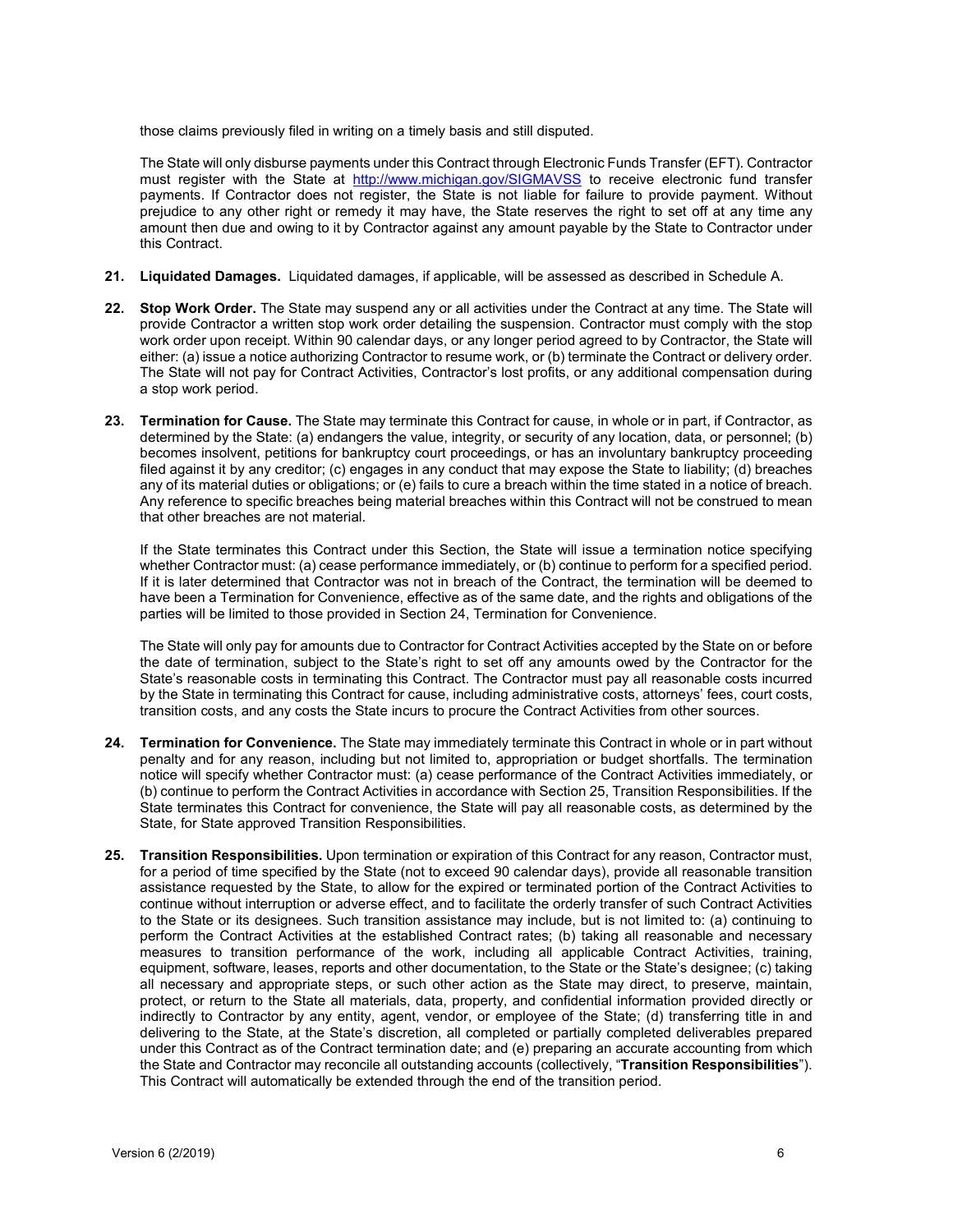those claims previously filed in writing on a timely basis and still disputed.

The State will only disburse payments under this Contract through Electronic Funds Transfer (EFT). Contractor must register with the State at http://www.michigan.gov/SIGMAVSS to receive electronic fund transfer payments. If Contractor does not register, the State is not liable for failure to provide payment. Without prejudice to any other right or remedy it may have, the State reserves the right to set off at any time any amount then due and owing to it by Contractor against any amount payable by the State to Contractor under this Contract.

21. **Liquidated Damages.** Liquidated damages, if applicable, will be assessed as described in Schedule A.

22. **Stop Work Order.** The State may suspend any or all activities under the Contract at any time. The State will provide Contractor a written stop work order detailing the suspension. Contractor must comply with the stop work order upon receipt. Within 90 calendar days, or any longer period agreed to by Contractor, the State will either: (a) issue a notice authorizing Contractor to resume work, or (b) terminate the Contract or delivery order. The State will not pay for Contract Activities, Contractor's lost profits, or any additional compensation during a stop work period.

23. **Termination for Cause.** The State may terminate this Contract for cause, in whole or in part, if Contractor, as determined by the State: (a) endangers the value, integrity, or security of any location, data, or personnel; (b) becomes insolvent, petitions for bankruptcy court proceedings, or has an involuntary bankruptcy proceeding filed against it by any creditor; (c) engages in any conduct that may expose the State to liability; (d) breaches any of its material duties or obligations; or (e) fails to cure a breach within the time stated in a notice of breach. Any reference to specific breaches being material breaches within this Contract will not be construed to mean that other breaches are not material.

    If the State terminates this Contract under this Section, the State will issue a termination notice specifying whether Contractor must: (a) cease performance immediately, or (b) continue to perform for a specified period. If it is later determined that Contractor was not in breach of the Contract, the termination will be deemed to have been a Termination for Convenience, effective as of the same date, and the rights and obligations of the parties will be limited to those provided in Section 24, Termination for Convenience.

    The State will only pay for amounts due to Contractor for Contract Activities accepted by the State on or before the date of termination, subject to the State's right to set off any amounts owed by the Contractor for the State's reasonable costs in terminating this Contract. The Contractor must pay all reasonable costs incurred by the State in terminating this Contract for cause, including administrative costs, attorneys' fees, court costs, transition costs, and any costs the State incurs to procure the Contract Activities from other sources.

24. **Termination for Convenience.** The State may immediately terminate this Contract in whole or in part without penalty and for any reason, including but not limited to, appropriation or budget shortfalls. The termination notice will specify whether Contractor must: (a) cease performance of the Contract Activities immediately, or (b) continue to perform the Contract Activities in accordance with Section 25, Transition Responsibilities. If the State terminates this Contract for convenience, the State will pay all reasonable costs, as determined by the State, for State approved Transition Responsibilities.

25. **Transition Responsibilities.** Upon termination or expiration of this Contract for any reason, Contractor must, for a period of time specified by the State (not to exceed 90 calendar days), provide all reasonable transition assistance requested by the State, to allow for the expired or terminated portion of the Contract Activities to continue without interruption or adverse effect, and to facilitate the orderly transfer of such Contract Activities to the State or its designees. Such transition assistance may include, but is not limited to: (a) continuing to perform the Contract Activities at the established Contract rates; (b) taking all reasonable and necessary measures to transition performance of the work, including all applicable Contract Activities, training, equipment, software, leases, reports and other documentation, to the State or the State's designee; (c) taking all necessary and appropriate steps, or such other action as the State may direct, to preserve, maintain, protect, or return to the State all materials, data, property, and confidential information provided directly or indirectly to Contractor by any entity, agent, vendor, or employee of the State; (d) transferring title in and delivering to the State, at the State's discretion, all completed or partially completed deliverables prepared under this Contract as of the Contract termination date; and (e) preparing an accurate accounting from which the State and Contractor may reconcile all outstanding accounts (collectively, "**Transition Responsibilities**"). This Contract will automatically be extended through the end of the transition period.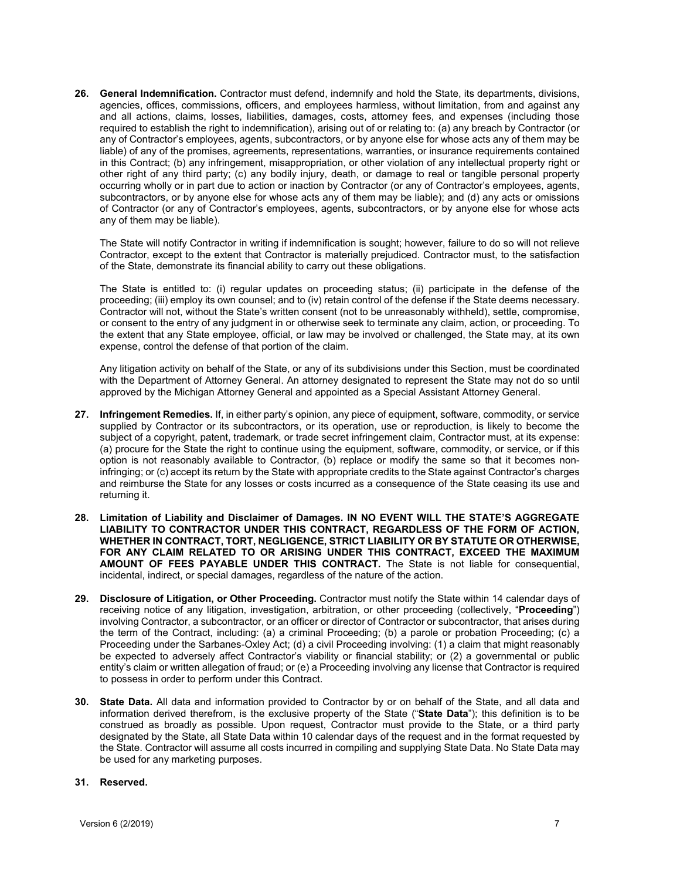**26. General Indemnification.** Contractor must defend, indemnify and hold the State, its departments, divisions, agencies, offices, commissions, officers, and employees harmless, without limitation, from and against any and all actions, claims, losses, liabilities, damages, costs, attorney fees, and expenses (including those required to establish the right to indemnification), arising out of or relating to: (a) any breach by Contractor (or any of Contractor's employees, agents, subcontractors, or by anyone else for whose acts any of them may be liable) of any of the promises, agreements, representations, warranties, or insurance requirements contained in this Contract; (b) any infringement, misappropriation, or other violation of any intellectual property right or other right of any third party; (c) any bodily injury, death, or damage to real or tangible personal property occurring wholly or in part due to action or inaction by Contractor (or any of Contractor's employees, agents, subcontractors, or by anyone else for whose acts any of them may be liable); and (d) any acts or omissions of Contractor (or any of Contractor's employees, agents, subcontractors, or by anyone else for whose acts any of them may be liable).

The State will notify Contractor in writing if indemnification is sought; however, failure to do so will not relieve Contractor, except to the extent that Contractor is materially prejudiced. Contractor must, to the satisfaction of the State, demonstrate its financial ability to carry out these obligations.

The State is entitled to: (i) regular updates on proceeding status; (ii) participate in the defense of the proceeding; (iii) employ its own counsel; and to (iv) retain control of the defense if the State deems necessary. Contractor will not, without the State's written consent (not to be unreasonably withheld), settle, compromise, or consent to the entry of any judgment in or otherwise seek to terminate any claim, action, or proceeding. To the extent that any State employee, official, or law may be involved or challenged, the State may, at its own expense, control the defense of that portion of the claim.

Any litigation activity on behalf of the State, or any of its subdivisions under this Section, must be coordinated with the Department of Attorney General. An attorney designated to represent the State may not do so until approved by the Michigan Attorney General and appointed as a Special Assistant Attorney General.

**27. Infringement Remedies.** If, in either party's opinion, any piece of equipment, software, commodity, or service supplied by Contractor or its subcontractors, or its operation, use or reproduction, is likely to become the subject of a copyright, patent, trademark, or trade secret infringement claim, Contractor must, at its expense: (a) procure for the State the right to continue using the equipment, software, commodity, or service, or if this option is not reasonably available to Contractor, (b) replace or modify the same so that it becomes non-infringing; or (c) accept its return by the State with appropriate credits to the State against Contractor's charges and reimburse the State for any losses or costs incurred as a consequence of the State ceasing its use and returning it.

**28. Limitation of Liability and Disclaimer of Damages. IN NO EVENT WILL THE STATE'S AGGREGATE LIABILITY TO CONTRACTOR UNDER THIS CONTRACT, REGARDLESS OF THE FORM OF ACTION, WHETHER IN CONTRACT, TORT, NEGLIGENCE, STRICT LIABILITY OR BY STATUTE OR OTHERWISE, FOR ANY CLAIM RELATED TO OR ARISING UNDER THIS CONTRACT, EXCEED THE MAXIMUM AMOUNT OF FEES PAYABLE UNDER THIS CONTRACT.** The State is not liable for consequential, incidental, indirect, or special damages, regardless of the nature of the action.

**29. Disclosure of Litigation, or Other Proceeding.** Contractor must notify the State within 14 calendar days of receiving notice of any litigation, investigation, arbitration, or other proceeding (collectively, "**Proceeding**") involving Contractor, a subcontractor, or an officer or director of Contractor or subcontractor, that arises during the term of the Contract, including: (a) a criminal Proceeding; (b) a parole or probation Proceeding; (c) a Proceeding under the Sarbanes-Oxley Act; (d) a civil Proceeding involving: (1) a claim that might reasonably be expected to adversely affect Contractor's viability or financial stability; or (2) a governmental or public entity's claim or written allegation of fraud; or (e) a Proceeding involving any license that Contractor is required to possess in order to perform under this Contract.

**30. State Data.** All data and information provided to Contractor by or on behalf of the State, and all data and information derived therefrom, is the exclusive property of the State ("**State Data**"); this definition is to be construed as broadly as possible. Upon request, Contractor must provide to the State, or a third party designated by the State, all State Data within 10 calendar days of the request and in the format requested by the State. Contractor will assume all costs incurred in compiling and supplying State Data. No State Data may be used for any marketing purposes.

**31. Reserved.**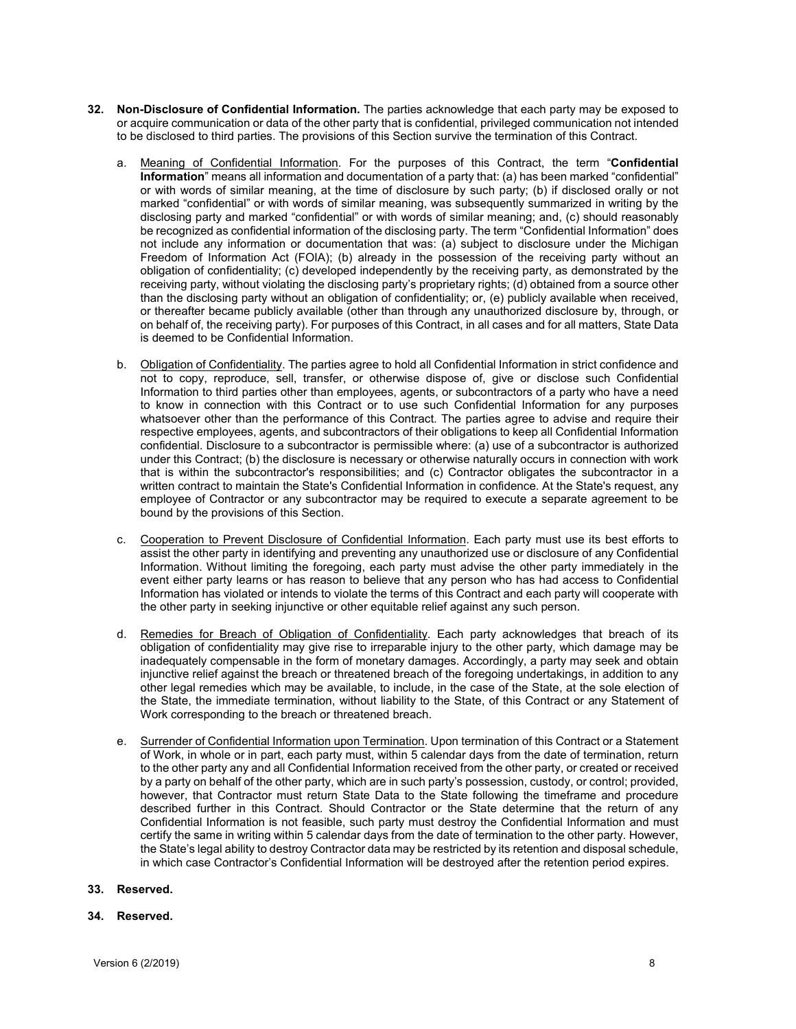**32. Non-Disclosure of Confidential Information.** The parties acknowledge that each party may be exposed to or acquire communication or data of the other party that is confidential, privileged communication not intended to be disclosed to third parties. The provisions of this Section survive the termination of this Contract.

a. Meaning of Confidential Information. For the purposes of this Contract, the term "**Confidential Information**" means all information and documentation of a party that: (a) has been marked "confidential" or with words of similar meaning, at the time of disclosure by such party; (b) if disclosed orally or not marked "confidential" or with words of similar meaning, was subsequently summarized in writing by the disclosing party and marked "confidential" or with words of similar meaning; and, (c) should reasonably be recognized as confidential information of the disclosing party. The term "Confidential Information" does not include any information or documentation that was: (a) subject to disclosure under the Michigan Freedom of Information Act (FOIA); (b) already in the possession of the receiving party without an obligation of confidentiality; (c) developed independently by the receiving party, as demonstrated by the receiving party, without violating the disclosing party's proprietary rights; (d) obtained from a source other than the disclosing party without an obligation of confidentiality; or, (e) publicly available when received, or thereafter became publicly available (other than through any unauthorized disclosure by, through, or on behalf of, the receiving party). For purposes of this Contract, in all cases and for all matters, State Data is deemed to be Confidential Information.

b. Obligation of Confidentiality. The parties agree to hold all Confidential Information in strict confidence and not to copy, reproduce, sell, transfer, or otherwise dispose of, give or disclose such Confidential Information to third parties other than employees, agents, or subcontractors of a party who have a need to know in connection with this Contract or to use such Confidential Information for any purposes whatsoever other than the performance of this Contract. The parties agree to advise and require their respective employees, agents, and subcontractors of their obligations to keep all Confidential Information confidential. Disclosure to a subcontractor is permissible where: (a) use of a subcontractor is authorized under this Contract; (b) the disclosure is necessary or otherwise naturally occurs in connection with work that is within the subcontractor's responsibilities; and (c) Contractor obligates the subcontractor in a written contract to maintain the State's Confidential Information in confidence. At the State's request, any employee of Contractor or any subcontractor may be required to execute a separate agreement to be bound by the provisions of this Section.

c. Cooperation to Prevent Disclosure of Confidential Information. Each party must use its best efforts to assist the other party in identifying and preventing any unauthorized use or disclosure of any Confidential Information. Without limiting the foregoing, each party must advise the other party immediately in the event either party learns or has reason to believe that any person who has had access to Confidential Information has violated or intends to violate the terms of this Contract and each party will cooperate with the other party in seeking injunctive or other equitable relief against any such person.

d. Remedies for Breach of Obligation of Confidentiality. Each party acknowledges that breach of its obligation of confidentiality may give rise to irreparable injury to the other party, which damage may be inadequately compensable in the form of monetary damages. Accordingly, a party may seek and obtain injunctive relief against the breach or threatened breach of the foregoing undertakings, in addition to any other legal remedies which may be available, to include, in the case of the State, at the sole election of the State, the immediate termination, without liability to the State, of this Contract or any Statement of Work corresponding to the breach or threatened breach.

e. Surrender of Confidential Information upon Termination. Upon termination of this Contract or a Statement of Work, in whole or in part, each party must, within 5 calendar days from the date of termination, return to the other party any and all Confidential Information received from the other party, or created or received by a party on behalf of the other party, which are in such party's possession, custody, or control; provided, however, that Contractor must return State Data to the State following the timeframe and procedure described further in this Contract. Should Contractor or the State determine that the return of any Confidential Information is not feasible, such party must destroy the Confidential Information and must certify the same in writing within 5 calendar days from the date of termination to the other party. However, the State's legal ability to destroy Contractor data may be restricted by its retention and disposal schedule, in which case Contractor's Confidential Information will be destroyed after the retention period expires.

**33. Reserved.**

**34. Reserved.**

Version 6 (2/2019)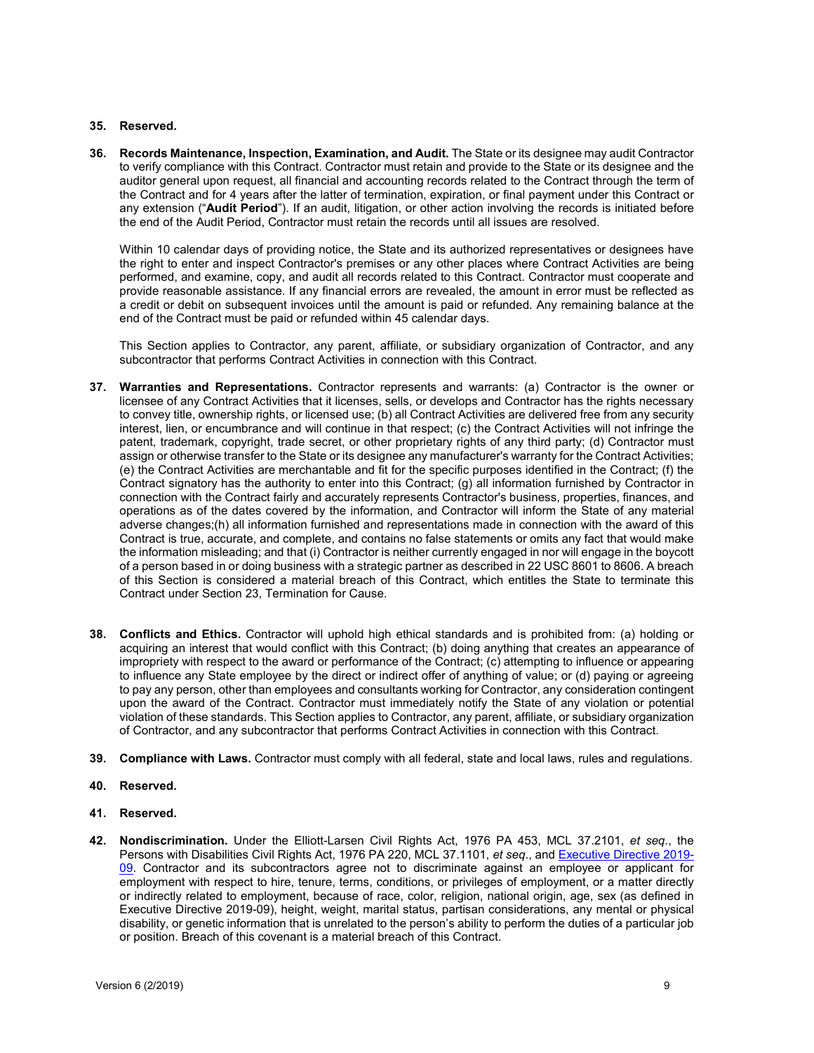**35. Reserved.**

**36. Records Maintenance, Inspection, Examination, and Audit.** The State or its designee may audit Contractor to verify compliance with this Contract. Contractor must retain and provide to the State or its designee and the auditor general upon request, all financial and accounting records related to the Contract through the term of the Contract and for 4 years after the latter of termination, expiration, or final payment under this Contract or any extension ("**Audit Period**"). If an audit, litigation, or other action involving the records is initiated before the end of the Audit Period, Contractor must retain the records until all issues are resolved.

Within 10 calendar days of providing notice, the State and its authorized representatives or designees have the right to enter and inspect Contractor's premises or any other places where Contract Activities are being performed, and examine, copy, and audit all records related to this Contract. Contractor must cooperate and provide reasonable assistance. If any financial errors are revealed, the amount in error must be reflected as a credit or debit on subsequent invoices until the amount is paid or refunded. Any remaining balance at the end of the Contract must be paid or refunded within 45 calendar days.

This Section applies to Contractor, any parent, affiliate, or subsidiary organization of Contractor, and any subcontractor that performs Contract Activities in connection with this Contract.

**37. Warranties and Representations.** Contractor represents and warrants: (a) Contractor is the owner or licensee of any Contract Activities that it licenses, sells, or develops and Contractor has the rights necessary to convey title, ownership rights, or licensed use; (b) all Contract Activities are delivered free from any security interest, lien, or encumbrance and will continue in that respect; (c) the Contract Activities will not infringe the patent, trademark, copyright, trade secret, or other proprietary rights of any third party; (d) Contractor must assign or otherwise transfer to the State or its designee any manufacturer's warranty for the Contract Activities; (e) the Contract Activities are merchantable and fit for the specific purposes identified in the Contract; (f) the Contract signatory has the authority to enter into this Contract; (g) all information furnished by Contractor in connection with the Contract fairly and accurately represents Contractor's business, properties, finances, and operations as of the dates covered by the information, and Contractor will inform the State of any material adverse changes;(h) all information furnished and representations made in connection with the award of this Contract is true, accurate, and complete, and contains no false statements or omits any fact that would make the information misleading; and that (i) Contractor is neither currently engaged in nor will engage in the boycott of a person based in or doing business with a strategic partner as described in 22 USC 8601 to 8606. A breach of this Section is considered a material breach of this Contract, which entitles the State to terminate this Contract under Section 23, Termination for Cause.

**38. Conflicts and Ethics.** Contractor will uphold high ethical standards and is prohibited from: (a) holding or acquiring an interest that would conflict with this Contract; (b) doing anything that creates an appearance of impropriety with respect to the award or performance of the Contract; (c) attempting to influence or appearing to influence any State employee by the direct or indirect offer of anything of value; or (d) paying or agreeing to pay any person, other than employees and consultants working for Contractor, any consideration contingent upon the award of the Contract. Contractor must immediately notify the State of any violation or potential violation of these standards. This Section applies to Contractor, any parent, affiliate, or subsidiary organization of Contractor, and any subcontractor that performs Contract Activities in connection with this Contract.

**39. Compliance with Laws.** Contractor must comply with all federal, state and local laws, rules and regulations.

**40. Reserved.**

**41. Reserved.**

**42. Nondiscrimination.** Under the Elliott-Larsen Civil Rights Act, 1976 PA 453, MCL 37.2101, *et seq*., the Persons with Disabilities Civil Rights Act, 1976 PA 220, MCL 37.1101, *et seq*., and Executive Directive 2019-09. Contractor and its subcontractors agree not to discriminate against an employee or applicant for employment with respect to hire, tenure, terms, conditions, or privileges of employment, or a matter directly or indirectly related to employment, because of race, color, religion, national origin, age, sex (as defined in Executive Directive 2019-09), height, weight, marital status, partisan considerations, any mental or physical disability, or genetic information that is unrelated to the person's ability to perform the duties of a particular job or position. Breach of this covenant is a material breach of this Contract.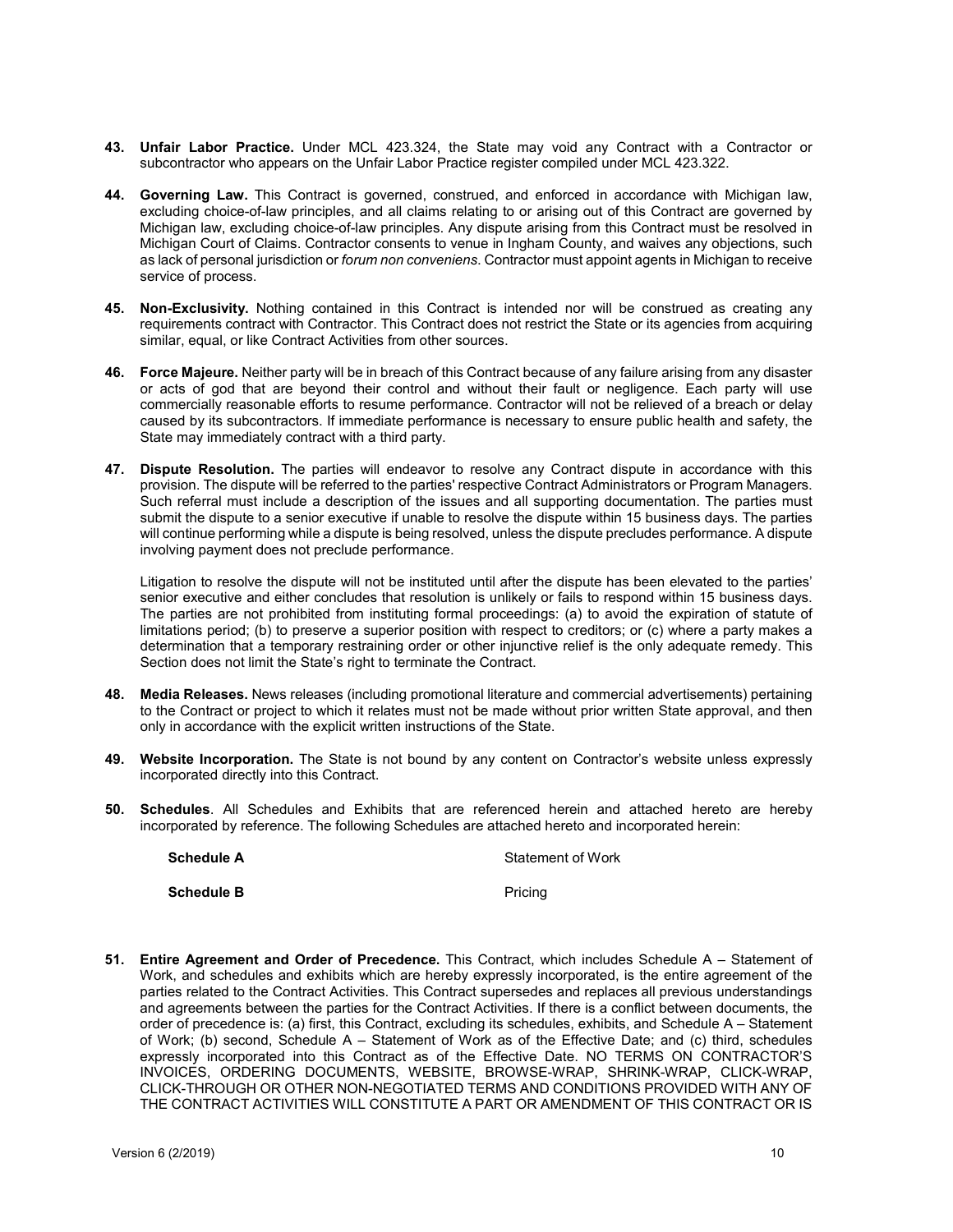**43. Unfair Labor Practice.** Under MCL 423.324, the State may void any Contract with a Contractor or subcontractor who appears on the Unfair Labor Practice register compiled under MCL 423.322.

**44. Governing Law.** This Contract is governed, construed, and enforced in accordance with Michigan law, excluding choice-of-law principles, and all claims relating to or arising out of this Contract are governed by Michigan law, excluding choice-of-law principles. Any dispute arising from this Contract must be resolved in Michigan Court of Claims. Contractor consents to venue in Ingham County, and waives any objections, such as lack of personal jurisdiction or *forum non conveniens*. Contractor must appoint agents in Michigan to receive service of process.

**45. Non-Exclusivity.** Nothing contained in this Contract is intended nor will be construed as creating any requirements contract with Contractor. This Contract does not restrict the State or its agencies from acquiring similar, equal, or like Contract Activities from other sources.

**46. Force Majeure.** Neither party will be in breach of this Contract because of any failure arising from any disaster or acts of god that are beyond their control and without their fault or negligence. Each party will use commercially reasonable efforts to resume performance. Contractor will not be relieved of a breach or delay caused by its subcontractors. If immediate performance is necessary to ensure public health and safety, the State may immediately contract with a third party.

**47. Dispute Resolution.** The parties will endeavor to resolve any Contract dispute in accordance with this provision. The dispute will be referred to the parties' respective Contract Administrators or Program Managers. Such referral must include a description of the issues and all supporting documentation. The parties must submit the dispute to a senior executive if unable to resolve the dispute within 15 business days. The parties will continue performing while a dispute is being resolved, unless the dispute precludes performance. A dispute involving payment does not preclude performance.

Litigation to resolve the dispute will not be instituted until after the dispute has been elevated to the parties' senior executive and either concludes that resolution is unlikely or fails to respond within 15 business days. The parties are not prohibited from instituting formal proceedings: (a) to avoid the expiration of statute of limitations period; (b) to preserve a superior position with respect to creditors; or (c) where a party makes a determination that a temporary restraining order or other injunctive relief is the only adequate remedy. This Section does not limit the State's right to terminate the Contract.

**48. Media Releases.** News releases (including promotional literature and commercial advertisements) pertaining to the Contract or project to which it relates must not be made without prior written State approval, and then only in accordance with the explicit written instructions of the State.

**49. Website Incorporation.** The State is not bound by any content on Contractor's website unless expressly incorporated directly into this Contract.

**50. Schedules**. All Schedules and Exhibits that are referenced herein and attached hereto are hereby incorporated by reference. The following Schedules are attached hereto and incorporated herein:

| | |
|---|---|
| **Schedule A** | Statement of Work |
| **Schedule B** | Pricing |

**51. Entire Agreement and Order of Precedence.** This Contract, which includes Schedule A – Statement of Work, and schedules and exhibits which are hereby expressly incorporated, is the entire agreement of the parties related to the Contract Activities. This Contract supersedes and replaces all previous understandings and agreements between the parties for the Contract Activities. If there is a conflict between documents, the order of precedence is: (a) first, this Contract, excluding its schedules, exhibits, and Schedule A – Statement of Work; (b) second, Schedule A – Statement of Work as of the Effective Date; and (c) third, schedules expressly incorporated into this Contract as of the Effective Date. NO TERMS ON CONTRACTOR'S INVOICES, ORDERING DOCUMENTS, WEBSITE, BROWSE-WRAP, SHRINK-WRAP, CLICK-WRAP, CLICK-THROUGH OR OTHER NON-NEGOTIATED TERMS AND CONDITIONS PROVIDED WITH ANY OF THE CONTRACT ACTIVITIES WILL CONSTITUTE A PART OR AMENDMENT OF THIS CONTRACT OR IS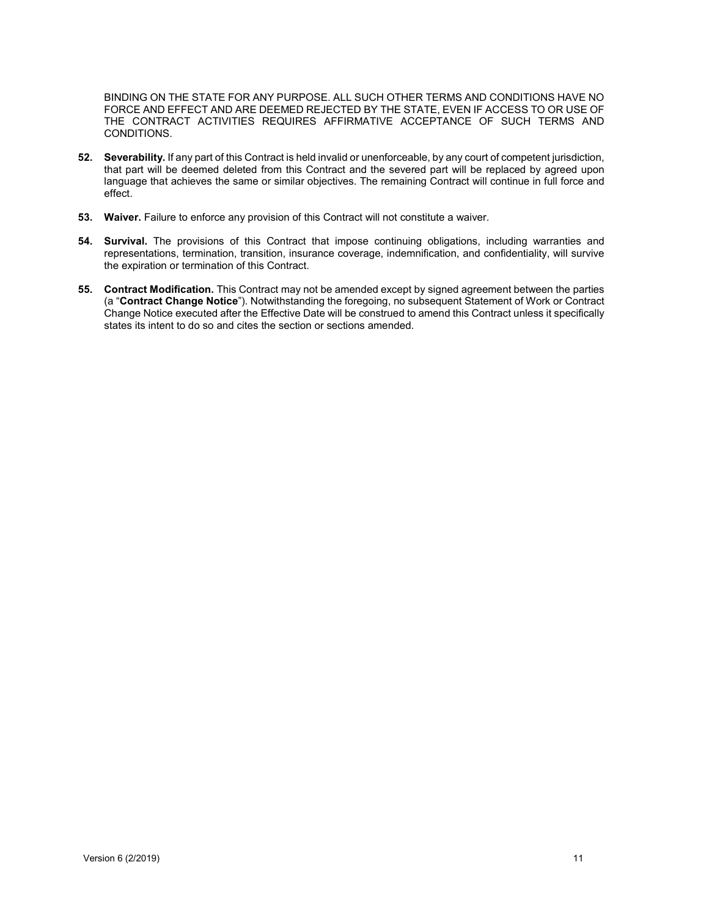BINDING ON THE STATE FOR ANY PURPOSE. ALL SUCH OTHER TERMS AND CONDITIONS HAVE NO FORCE AND EFFECT AND ARE DEEMED REJECTED BY THE STATE, EVEN IF ACCESS TO OR USE OF THE CONTRACT ACTIVITIES REQUIRES AFFIRMATIVE ACCEPTANCE OF SUCH TERMS AND CONDITIONS.

**52. Severability.** If any part of this Contract is held invalid or unenforceable, by any court of competent jurisdiction, that part will be deemed deleted from this Contract and the severed part will be replaced by agreed upon language that achieves the same or similar objectives. The remaining Contract will continue in full force and effect.

**53. Waiver.** Failure to enforce any provision of this Contract will not constitute a waiver.

**54. Survival.** The provisions of this Contract that impose continuing obligations, including warranties and representations, termination, transition, insurance coverage, indemnification, and confidentiality, will survive the expiration or termination of this Contract.

**55. Contract Modification.** This Contract may not be amended except by signed agreement between the parties (a "**Contract Change Notice**"). Notwithstanding the foregoing, no subsequent Statement of Work or Contract Change Notice executed after the Effective Date will be construed to amend this Contract unless it specifically states its intent to do so and cites the section or sections amended.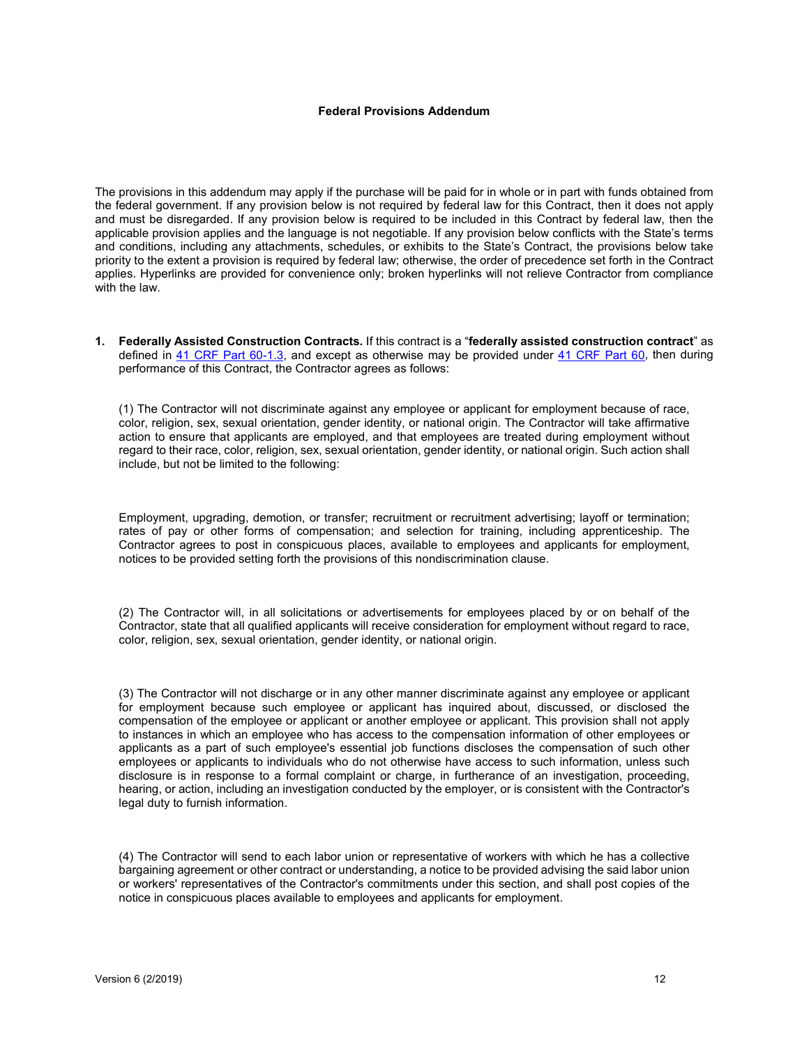**Federal Provisions Addendum**

The provisions in this addendum may apply if the purchase will be paid for in whole or in part with funds obtained from the federal government. If any provision below is not required by federal law for this Contract, then it does not apply and must be disregarded. If any provision below is required to be included in this Contract by federal law, then the applicable provision applies and the language is not negotiable. If any provision below conflicts with the State's terms and conditions, including any attachments, schedules, or exhibits to the State's Contract, the provisions below take priority to the extent a provision is required by federal law; otherwise, the order of precedence set forth in the Contract applies. Hyperlinks are provided for convenience only; broken hyperlinks will not relieve Contractor from compliance with the law.

1. **Federally Assisted Construction Contracts.** If this contract is a "**federally assisted construction contract**" as defined in 41 CRF Part 60-1.3, and except as otherwise may be provided under 41 CRF Part 60, then during performance of this Contract, the Contractor agrees as follows:

   (1) The Contractor will not discriminate against any employee or applicant for employment because of race, color, religion, sex, sexual orientation, gender identity, or national origin. The Contractor will take affirmative action to ensure that applicants are employed, and that employees are treated during employment without regard to their race, color, religion, sex, sexual orientation, gender identity, or national origin. Such action shall include, but not be limited to the following:

   Employment, upgrading, demotion, or transfer; recruitment or recruitment advertising; layoff or termination; rates of pay or other forms of compensation; and selection for training, including apprenticeship. The Contractor agrees to post in conspicuous places, available to employees and applicants for employment, notices to be provided setting forth the provisions of this nondiscrimination clause.

   (2) The Contractor will, in all solicitations or advertisements for employees placed by or on behalf of the Contractor, state that all qualified applicants will receive consideration for employment without regard to race, color, religion, sex, sexual orientation, gender identity, or national origin.

   (3) The Contractor will not discharge or in any other manner discriminate against any employee or applicant for employment because such employee or applicant has inquired about, discussed, or disclosed the compensation of the employee or applicant or another employee or applicant. This provision shall not apply to instances in which an employee who has access to the compensation information of other employees or applicants as a part of such employee's essential job functions discloses the compensation of such other employees or applicants to individuals who do not otherwise have access to such information, unless such disclosure is in response to a formal complaint or charge, in furtherance of an investigation, proceeding, hearing, or action, including an investigation conducted by the employer, or is consistent with the Contractor's legal duty to furnish information.

   (4) The Contractor will send to each labor union or representative of workers with which he has a collective bargaining agreement or other contract or understanding, a notice to be provided advising the said labor union or workers' representatives of the Contractor's commitments under this section, and shall post copies of the notice in conspicuous places available to employees and applicants for employment.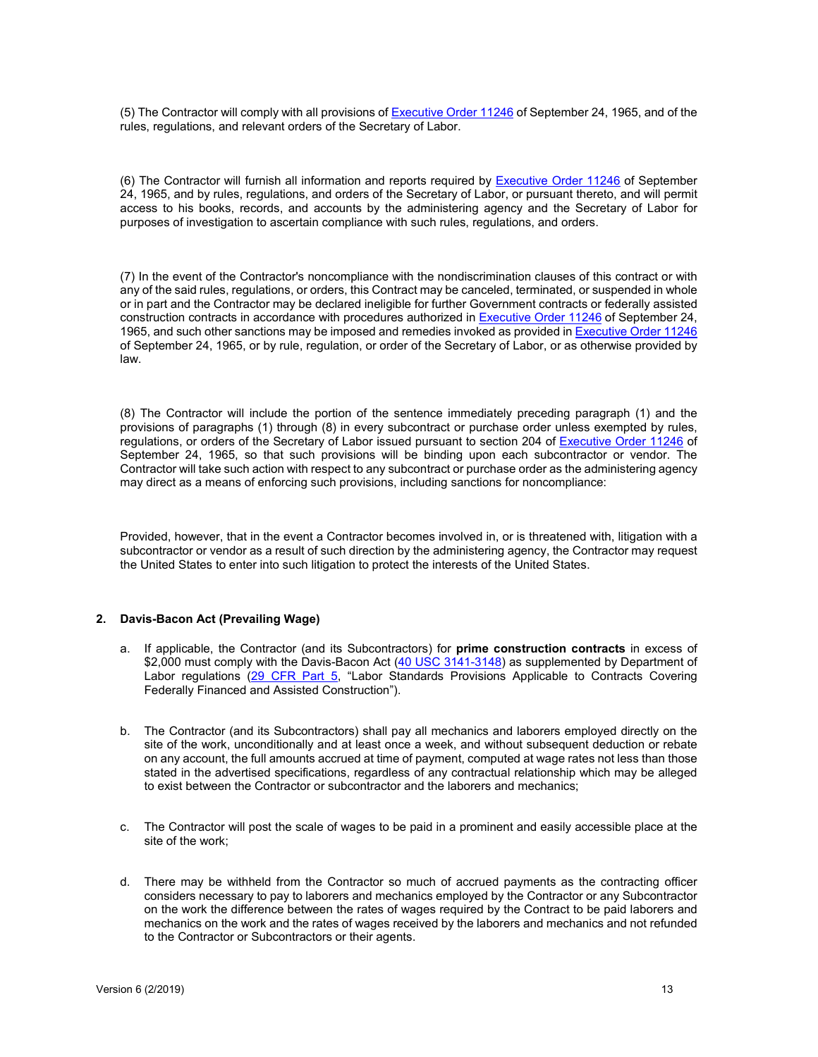(5) The Contractor will comply with all provisions of [Executive Order 11246] of September 24, 1965, and of the rules, regulations, and relevant orders of the Secretary of Labor.

(6) The Contractor will furnish all information and reports required by [Executive Order 11246] of September 24, 1965, and by rules, regulations, and orders of the Secretary of Labor, or pursuant thereto, and will permit access to his books, records, and accounts by the administering agency and the Secretary of Labor for purposes of investigation to ascertain compliance with such rules, regulations, and orders.

(7) In the event of the Contractor's noncompliance with the nondiscrimination clauses of this contract or with any of the said rules, regulations, or orders, this Contract may be canceled, terminated, or suspended in whole or in part and the Contractor may be declared ineligible for further Government contracts or federally assisted construction contracts in accordance with procedures authorized in [Executive Order 11246] of September 24, 1965, and such other sanctions may be imposed and remedies invoked as provided in [Executive Order 11246] of September 24, 1965, or by rule, regulation, or order of the Secretary of Labor, or as otherwise provided by law.

(8) The Contractor will include the portion of the sentence immediately preceding paragraph (1) and the provisions of paragraphs (1) through (8) in every subcontract or purchase order unless exempted by rules, regulations, or orders of the Secretary of Labor issued pursuant to section 204 of [Executive Order 11246] of September 24, 1965, so that such provisions will be binding upon each subcontractor or vendor. The Contractor will take such action with respect to any subcontract or purchase order as the administering agency may direct as a means of enforcing such provisions, including sanctions for noncompliance:

Provided, however, that in the event a Contractor becomes involved in, or is threatened with, litigation with a subcontractor or vendor as a result of such direction by the administering agency, the Contractor may request the United States to enter into such litigation to protect the interests of the United States.

### 2. Davis-Bacon Act (Prevailing Wage)

a. If applicable, the Contractor (and its Subcontractors) for **prime construction contracts** in excess of $2,000 must comply with the Davis-Bacon Act ([40 USC 3141-3148]) as supplemented by Department of Labor regulations ([29 CFR Part 5], "Labor Standards Provisions Applicable to Contracts Covering Federally Financed and Assisted Construction").

b. The Contractor (and its Subcontractors) shall pay all mechanics and laborers employed directly on the site of the work, unconditionally and at least once a week, and without subsequent deduction or rebate on any account, the full amounts accrued at time of payment, computed at wage rates not less than those stated in the advertised specifications, regardless of any contractual relationship which may be alleged to exist between the Contractor or subcontractor and the laborers and mechanics;

c. The Contractor will post the scale of wages to be paid in a prominent and easily accessible place at the site of the work;

d. There may be withheld from the Contractor so much of accrued payments as the contracting officer considers necessary to pay to laborers and mechanics employed by the Contractor or any Subcontractor on the work the difference between the rates of wages required by the Contract to be paid laborers and mechanics on the work and the rates of wages received by the laborers and mechanics and not refunded to the Contractor or Subcontractors or their agents.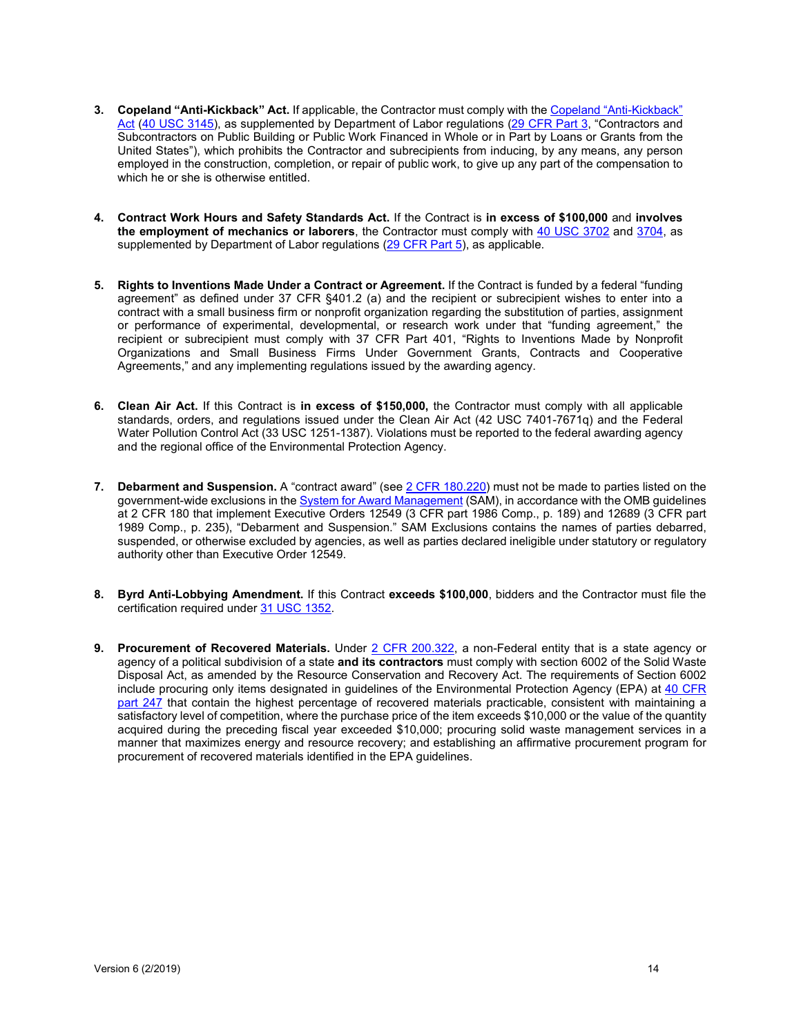3. **Copeland "Anti-Kickback" Act.** If applicable, the Contractor must comply with the Copeland "Anti-Kickback" Act (40 USC 3145), as supplemented by Department of Labor regulations (29 CFR Part 3, "Contractors and Subcontractors on Public Building or Public Work Financed in Whole or in Part by Loans or Grants from the United States"), which prohibits the Contractor and subrecipients from inducing, by any means, any person employed in the construction, completion, or repair of public work, to give up any part of the compensation to which he or she is otherwise entitled.

4. **Contract Work Hours and Safety Standards Act.** If the Contract is **in excess of $100,000** and **involves the employment of mechanics or laborers**, the Contractor must comply with 40 USC 3702 and 3704, as supplemented by Department of Labor regulations (29 CFR Part 5), as applicable.

5. **Rights to Inventions Made Under a Contract or Agreement.** If the Contract is funded by a federal "funding agreement" as defined under 37 CFR §401.2 (a) and the recipient or subrecipient wishes to enter into a contract with a small business firm or nonprofit organization regarding the substitution of parties, assignment or performance of experimental, developmental, or research work under that "funding agreement," the recipient or subrecipient must comply with 37 CFR Part 401, "Rights to Inventions Made by Nonprofit Organizations and Small Business Firms Under Government Grants, Contracts and Cooperative Agreements," and any implementing regulations issued by the awarding agency.

6. **Clean Air Act.** If this Contract is **in excess of $150,000,** the Contractor must comply with all applicable standards, orders, and regulations issued under the Clean Air Act (42 USC 7401-7671q) and the Federal Water Pollution Control Act (33 USC 1251-1387). Violations must be reported to the federal awarding agency and the regional office of the Environmental Protection Agency.

7. **Debarment and Suspension.** A "contract award" (see 2 CFR 180.220) must not be made to parties listed on the government-wide exclusions in the System for Award Management (SAM), in accordance with the OMB guidelines at 2 CFR 180 that implement Executive Orders 12549 (3 CFR part 1986 Comp., p. 189) and 12689 (3 CFR part 1989 Comp., p. 235), "Debarment and Suspension." SAM Exclusions contains the names of parties debarred, suspended, or otherwise excluded by agencies, as well as parties declared ineligible under statutory or regulatory authority other than Executive Order 12549.

8. **Byrd Anti-Lobbying Amendment.** If this Contract **exceeds $100,000**, bidders and the Contractor must file the certification required under 31 USC 1352.

9. **Procurement of Recovered Materials.** Under 2 CFR 200.322, a non-Federal entity that is a state agency or agency of a political subdivision of a state **and its contractors** must comply with section 6002 of the Solid Waste Disposal Act, as amended by the Resource Conservation and Recovery Act. The requirements of Section 6002 include procuring only items designated in guidelines of the Environmental Protection Agency (EPA) at 40 CFR part 247 that contain the highest percentage of recovered materials practicable, consistent with maintaining a satisfactory level of competition, where the purchase price of the item exceeds $10,000 or the value of the quantity acquired during the preceding fiscal year exceeded $10,000; procuring solid waste management services in a manner that maximizes energy and resource recovery; and establishing an affirmative procurement program for procurement of recovered materials identified in the EPA guidelines.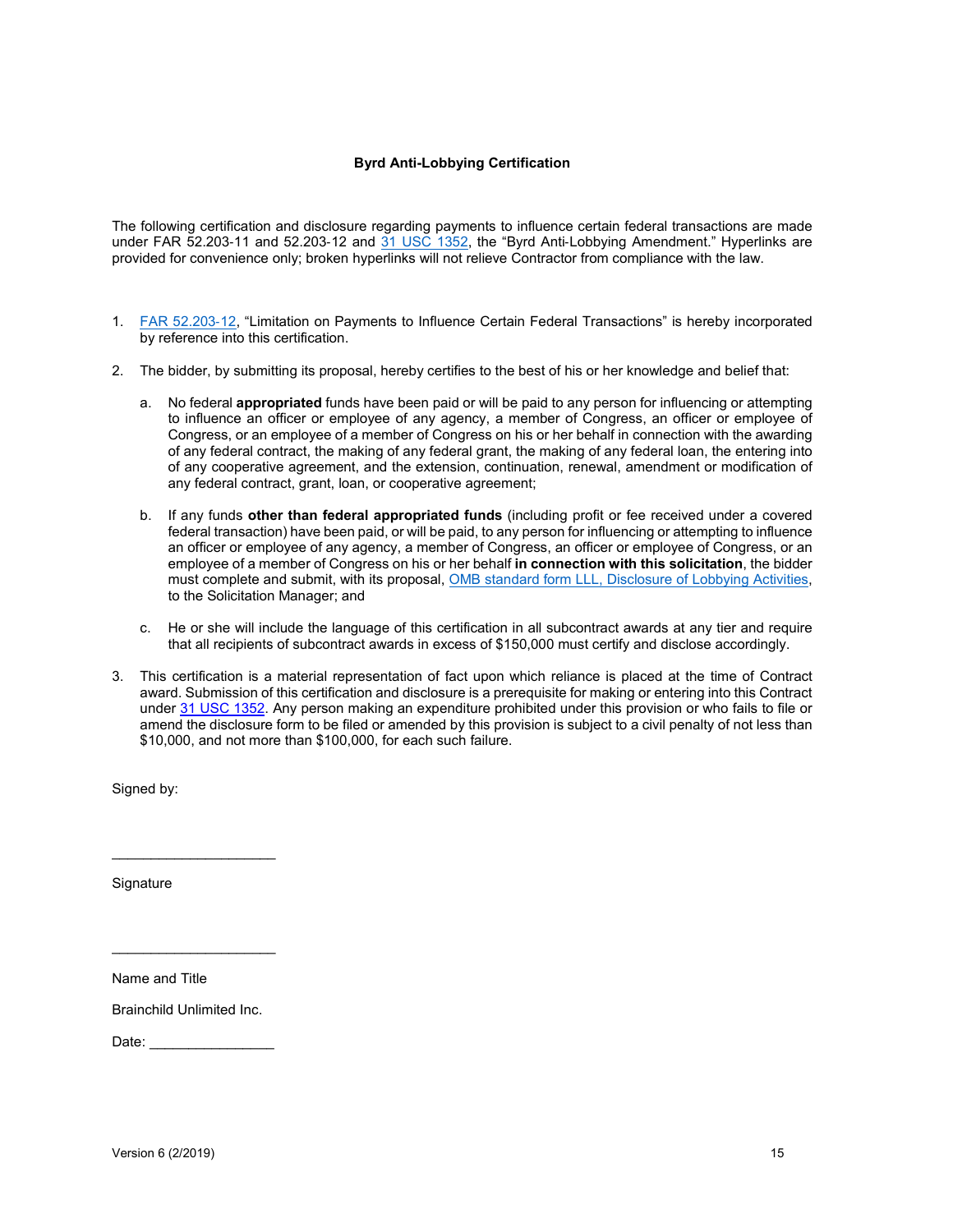**Byrd Anti-Lobbying Certification**

The following certification and disclosure regarding payments to influence certain federal transactions are made under FAR 52.203-11 and 52.203-12 and [31 USC 1352](), the "Byrd Anti-Lobbying Amendment." Hyperlinks are provided for convenience only; broken hyperlinks will not relieve Contractor from compliance with the law.

1. [FAR 52.203-12](), "Limitation on Payments to Influence Certain Federal Transactions" is hereby incorporated by reference into this certification.

2. The bidder, by submitting its proposal, hereby certifies to the best of his or her knowledge and belief that:

   a. No federal **appropriated** funds have been paid or will be paid to any person for influencing or attempting to influence an officer or employee of any agency, a member of Congress, an officer or employee of Congress, or an employee of a member of Congress on his or her behalf in connection with the awarding of any federal contract, the making of any federal grant, the making of any federal loan, the entering into of any cooperative agreement, and the extension, continuation, renewal, amendment or modification of any federal contract, grant, loan, or cooperative agreement;

   b. If any funds **other than federal appropriated funds** (including profit or fee received under a covered federal transaction) have been paid, or will be paid, to any person for influencing or attempting to influence an officer or employee of any agency, a member of Congress, an officer or employee of Congress, or an employee of a member of Congress on his or her behalf **in connection with this solicitation**, the bidder must complete and submit, with its proposal, [OMB standard form LLL, Disclosure of Lobbying Activities](), to the Solicitation Manager; and

   c. He or she will include the language of this certification in all subcontract awards at any tier and require that all recipients of subcontract awards in excess of $150,000 must certify and disclose accordingly.

3. This certification is a material representation of fact upon which reliance is placed at the time of Contract award. Submission of this certification and disclosure is a prerequisite for making or entering into this Contract under [31 USC 1352](). Any person making an expenditure prohibited under this provision or who fails to file or amend the disclosure form to be filed or amended by this provision is subject to a civil penalty of not less than $10,000, and not more than $100,000, for each such failure.

Signed by:

_____________________

Signature

_____________________

Name and Title

Brainchild Unlimited Inc.

Date: ________________

Version 6 (2/2019)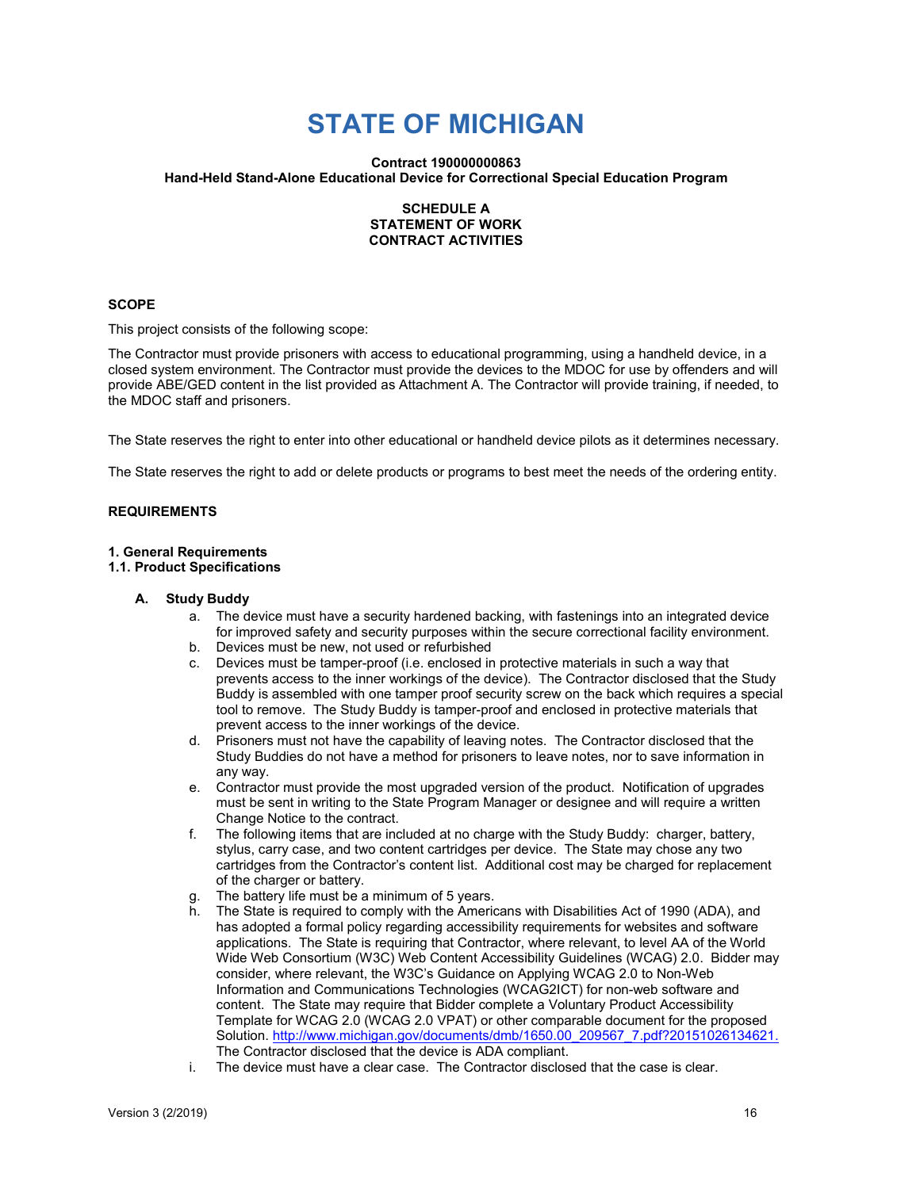# STATE OF MICHIGAN

**Contract 190000000863**
**Hand-Held Stand-Alone Educational Device for Correctional Special Education Program**

**SCHEDULE A**
**STATEMENT OF WORK**
**CONTRACT ACTIVITIES**

## SCOPE

This project consists of the following scope:

The Contractor must provide prisoners with access to educational programming, using a handheld device, in a closed system environment. The Contractor must provide the devices to the MDOC for use by offenders and will provide ABE/GED content in the list provided as Attachment A. The Contractor will provide training, if needed, to the MDOC staff and prisoners.

The State reserves the right to enter into other educational or handheld device pilots as it determines necessary.

The State reserves the right to add or delete products or programs to best meet the needs of the ordering entity.

## REQUIREMENTS

### 1. General Requirements

### 1.1. Product Specifications

**A. Study Buddy**

a. The device must have a security hardened backing, with fastenings into an integrated device for improved safety and security purposes within the secure correctional facility environment.

b. Devices must be new, not used or refurbished

c. Devices must be tamper-proof (i.e. enclosed in protective materials in such a way that prevents access to the inner workings of the device). The Contractor disclosed that the Study Buddy is assembled with one tamper proof security screw on the back which requires a special tool to remove. The Study Buddy is tamper-proof and enclosed in protective materials that prevent access to the inner workings of the device.

d. Prisoners must not have the capability of leaving notes. The Contractor disclosed that the Study Buddies do not have a method for prisoners to leave notes, nor to save information in any way.

e. Contractor must provide the most upgraded version of the product. Notification of upgrades must be sent in writing to the State Program Manager or designee and will require a written Change Notice to the contract.

f. The following items that are included at no charge with the Study Buddy: charger, battery, stylus, carry case, and two content cartridges per device. The State may chose any two cartridges from the Contractor's content list. Additional cost may be charged for replacement of the charger or battery.

g. The battery life must be a minimum of 5 years.

h. The State is required to comply with the Americans with Disabilities Act of 1990 (ADA), and has adopted a formal policy regarding accessibility requirements for websites and software applications. The State is requiring that Contractor, where relevant, to level AA of the World Wide Web Consortium (W3C) Web Content Accessibility Guidelines (WCAG) 2.0. Bidder may consider, where relevant, the W3C's Guidance on Applying WCAG 2.0 to Non-Web Information and Communications Technologies (WCAG2ICT) for non-web software and content. The State may require that Bidder complete a Voluntary Product Accessibility Template for WCAG 2.0 (WCAG 2.0 VPAT) or other comparable document for the proposed Solution. http://www.michigan.gov/documents/dmb/1650.00_209567_7.pdf?20151026134621. The Contractor disclosed that the device is ADA compliant.

i. The device must have a clear case. The Contractor disclosed that the case is clear.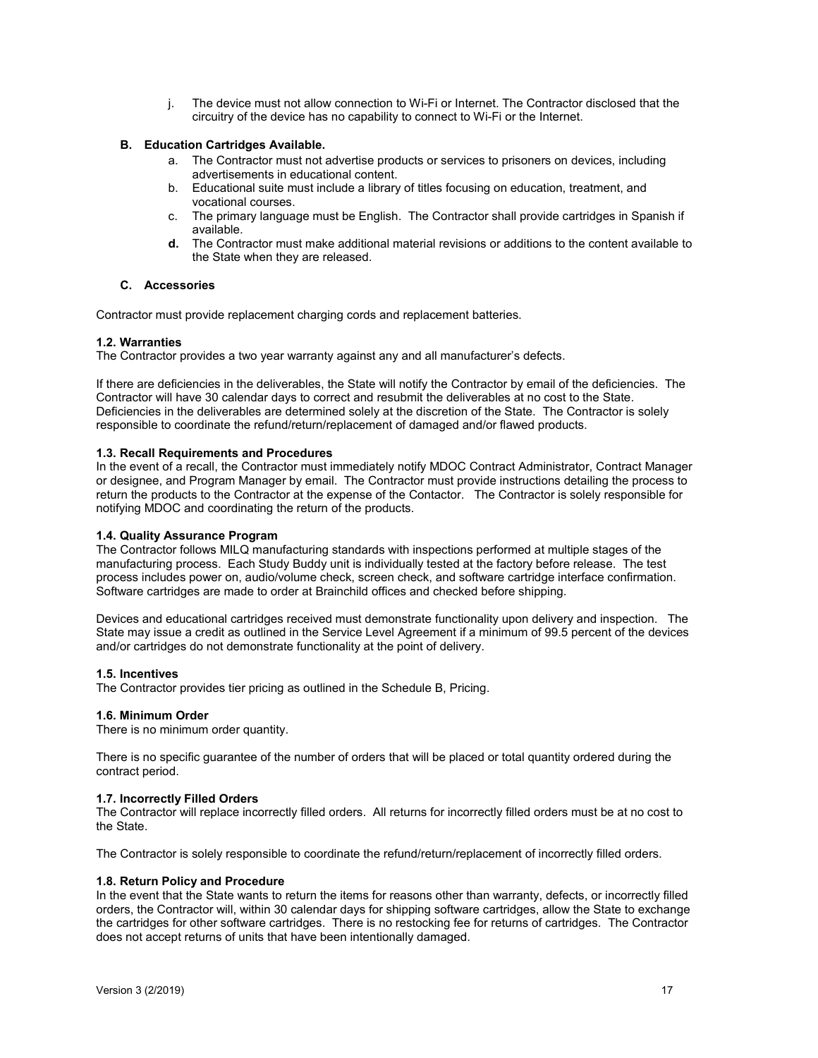j. The device must not allow connection to Wi-Fi or Internet. The Contractor disclosed that the circuitry of the device has no capability to connect to Wi-Fi or the Internet.

**B. Education Cartridges Available.**

a. The Contractor must not advertise products or services to prisoners on devices, including advertisements in educational content.

b. Educational suite must include a library of titles focusing on education, treatment, and vocational courses.

c. The primary language must be English. The Contractor shall provide cartridges in Spanish if available.

**d.** The Contractor must make additional material revisions or additions to the content available to the State when they are released.

**C. Accessories**

Contractor must provide replacement charging cords and replacement batteries.

**1.2. Warranties**

The Contractor provides a two year warranty against any and all manufacturer's defects.

If there are deficiencies in the deliverables, the State will notify the Contractor by email of the deficiencies. The Contractor will have 30 calendar days to correct and resubmit the deliverables at no cost to the State. Deficiencies in the deliverables are determined solely at the discretion of the State. The Contractor is solely responsible to coordinate the refund/return/replacement of damaged and/or flawed products.

**1.3. Recall Requirements and Procedures**

In the event of a recall, the Contractor must immediately notify MDOC Contract Administrator, Contract Manager or designee, and Program Manager by email. The Contractor must provide instructions detailing the process to return the products to the Contractor at the expense of the Contactor. The Contractor is solely responsible for notifying MDOC and coordinating the return of the products.

**1.4. Quality Assurance Program**

The Contractor follows MILQ manufacturing standards with inspections performed at multiple stages of the manufacturing process. Each Study Buddy unit is individually tested at the factory before release. The test process includes power on, audio/volume check, screen check, and software cartridge interface confirmation. Software cartridges are made to order at Brainchild offices and checked before shipping.

Devices and educational cartridges received must demonstrate functionality upon delivery and inspection. The State may issue a credit as outlined in the Service Level Agreement if a minimum of 99.5 percent of the devices and/or cartridges do not demonstrate functionality at the point of delivery.

**1.5. Incentives**

The Contractor provides tier pricing as outlined in the Schedule B, Pricing.

**1.6. Minimum Order**

There is no minimum order quantity.

There is no specific guarantee of the number of orders that will be placed or total quantity ordered during the contract period.

**1.7. Incorrectly Filled Orders**

The Contractor will replace incorrectly filled orders. All returns for incorrectly filled orders must be at no cost to the State.

The Contractor is solely responsible to coordinate the refund/return/replacement of incorrectly filled orders.

**1.8. Return Policy and Procedure**

In the event that the State wants to return the items for reasons other than warranty, defects, or incorrectly filled orders, the Contractor will, within 30 calendar days for shipping software cartridges, allow the State to exchange the cartridges for other software cartridges. There is no restocking fee for returns of cartridges. The Contractor does not accept returns of units that have been intentionally damaged.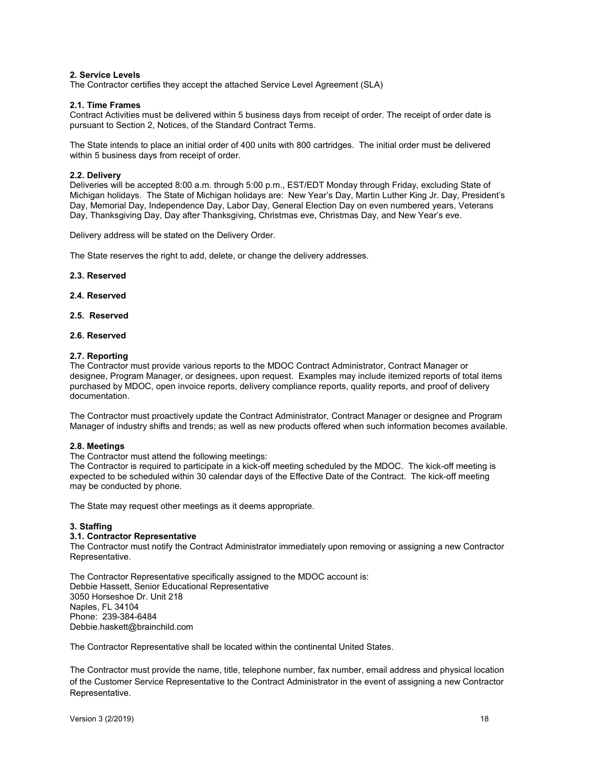**2. Service Levels**
The Contractor certifies they accept the attached Service Level Agreement (SLA)

**2.1. Time Frames**
Contract Activities must be delivered within 5 business days from receipt of order. The receipt of order date is pursuant to Section 2, Notices, of the Standard Contract Terms.

The State intends to place an initial order of 400 units with 800 cartridges. The initial order must be delivered within 5 business days from receipt of order.

**2.2. Delivery**
Deliveries will be accepted 8:00 a.m. through 5:00 p.m., EST/EDT Monday through Friday, excluding State of Michigan holidays. The State of Michigan holidays are: New Year's Day, Martin Luther King Jr. Day, President's Day, Memorial Day, Independence Day, Labor Day, General Election Day on even numbered years, Veterans Day, Thanksgiving Day, Day after Thanksgiving, Christmas eve, Christmas Day, and New Year's eve.

Delivery address will be stated on the Delivery Order.

The State reserves the right to add, delete, or change the delivery addresses.

**2.3. Reserved**

**2.4. Reserved**

**2.5. Reserved**

**2.6. Reserved**

**2.7. Reporting**
The Contractor must provide various reports to the MDOC Contract Administrator, Contract Manager or designee, Program Manager, or designees, upon request. Examples may include itemized reports of total items purchased by MDOC, open invoice reports, delivery compliance reports, quality reports, and proof of delivery documentation.

The Contractor must proactively update the Contract Administrator, Contract Manager or designee and Program Manager of industry shifts and trends; as well as new products offered when such information becomes available.

**2.8. Meetings**
The Contractor must attend the following meetings:
The Contractor is required to participate in a kick-off meeting scheduled by the MDOC. The kick-off meeting is expected to be scheduled within 30 calendar days of the Effective Date of the Contract. The kick-off meeting may be conducted by phone.

The State may request other meetings as it deems appropriate.

**3. Staffing**
**3.1. Contractor Representative**
The Contractor must notify the Contract Administrator immediately upon removing or assigning a new Contractor Representative.

The Contractor Representative specifically assigned to the MDOC account is:
Debbie Hassett, Senior Educational Representative
3050 Horseshoe Dr. Unit 218
Naples, FL 34104
Phone: 239-384-6484
Debbie.haskett@brainchild.com

The Contractor Representative shall be located within the continental United States.

The Contractor must provide the name, title, telephone number, fax number, email address and physical location of the Customer Service Representative to the Contract Administrator in the event of assigning a new Contractor Representative.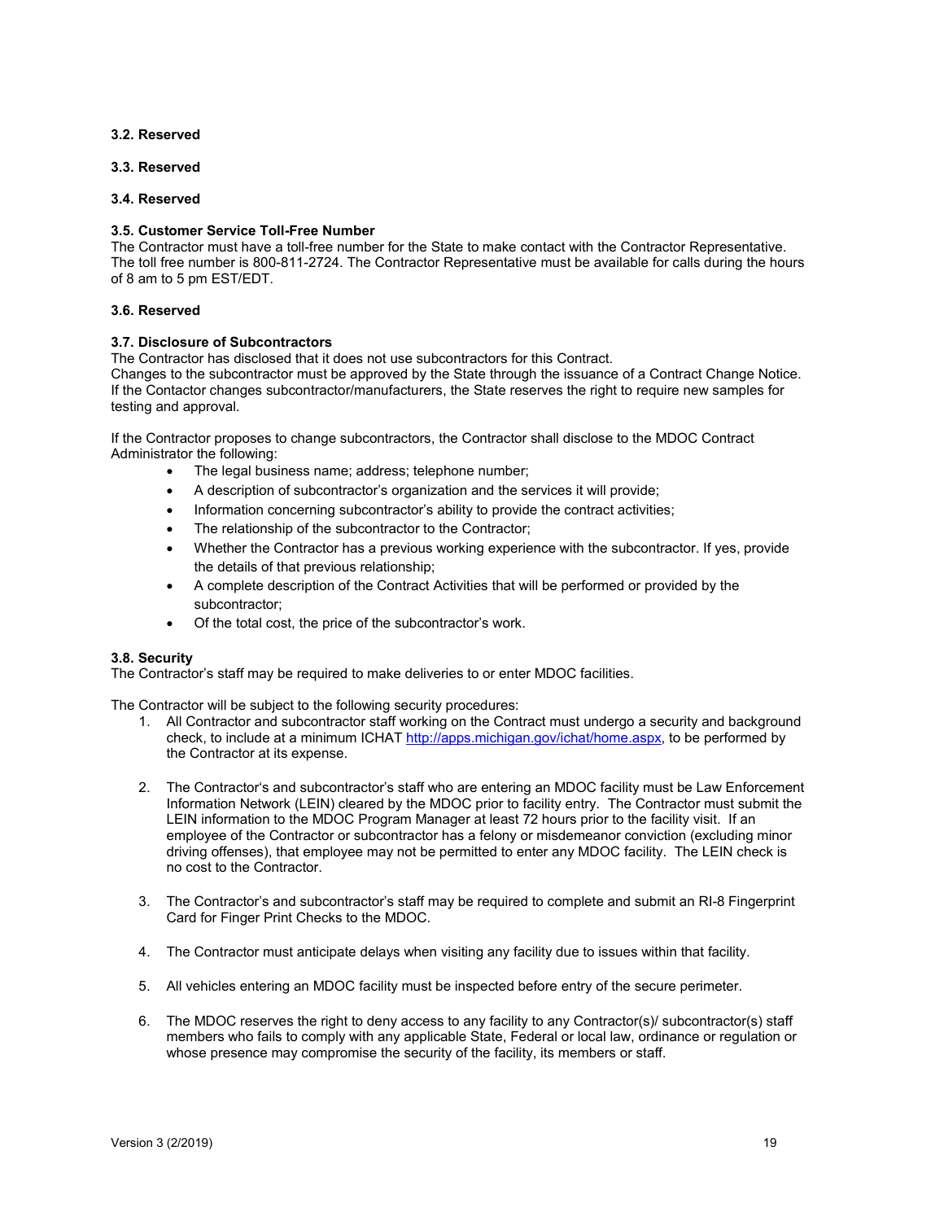### 3.2. Reserved

### 3.3. Reserved

### 3.4. Reserved

### 3.5. Customer Service Toll-Free Number

The Contractor must have a toll-free number for the State to make contact with the Contractor Representative. The toll free number is 800-811-2724. The Contractor Representative must be available for calls during the hours of 8 am to 5 pm EST/EDT.

### 3.6. Reserved

### 3.7. Disclosure of Subcontractors

The Contractor has disclosed that it does not use subcontractors for this Contract.
Changes to the subcontractor must be approved by the State through the issuance of a Contract Change Notice. If the Contactor changes subcontractor/manufacturers, the State reserves the right to require new samples for testing and approval.

If the Contractor proposes to change subcontractors, the Contractor shall disclose to the MDOC Contract Administrator the following:

- The legal business name; address; telephone number;
- A description of subcontractor's organization and the services it will provide;
- Information concerning subcontractor's ability to provide the contract activities;
- The relationship of the subcontractor to the Contractor;
- Whether the Contractor has a previous working experience with the subcontractor. If yes, provide the details of that previous relationship;
- A complete description of the Contract Activities that will be performed or provided by the subcontractor;
- Of the total cost, the price of the subcontractor's work.

### 3.8. Security

The Contractor's staff may be required to make deliveries to or enter MDOC facilities.

The Contractor will be subject to the following security procedures:

1. All Contractor and subcontractor staff working on the Contract must undergo a security and background check, to include at a minimum ICHAT [http://apps.michigan.gov/ichat/home.aspx](http://apps.michigan.gov/ichat/home.aspx), to be performed by the Contractor at its expense.

2. The Contractor's and subcontractor's staff who are entering an MDOC facility must be Law Enforcement Information Network (LEIN) cleared by the MDOC prior to facility entry. The Contractor must submit the LEIN information to the MDOC Program Manager at least 72 hours prior to the facility visit. If an employee of the Contractor or subcontractor has a felony or misdemeanor conviction (excluding minor driving offenses), that employee may not be permitted to enter any MDOC facility. The LEIN check is no cost to the Contractor.

3. The Contractor's and subcontractor's staff may be required to complete and submit an RI-8 Fingerprint Card for Finger Print Checks to the MDOC.

4. The Contractor must anticipate delays when visiting any facility due to issues within that facility.

5. All vehicles entering an MDOC facility must be inspected before entry of the secure perimeter.

6. The MDOC reserves the right to deny access to any facility to any Contractor(s)/ subcontractor(s) staff members who fails to comply with any applicable State, Federal or local law, ordinance or regulation or whose presence may compromise the security of the facility, its members or staff.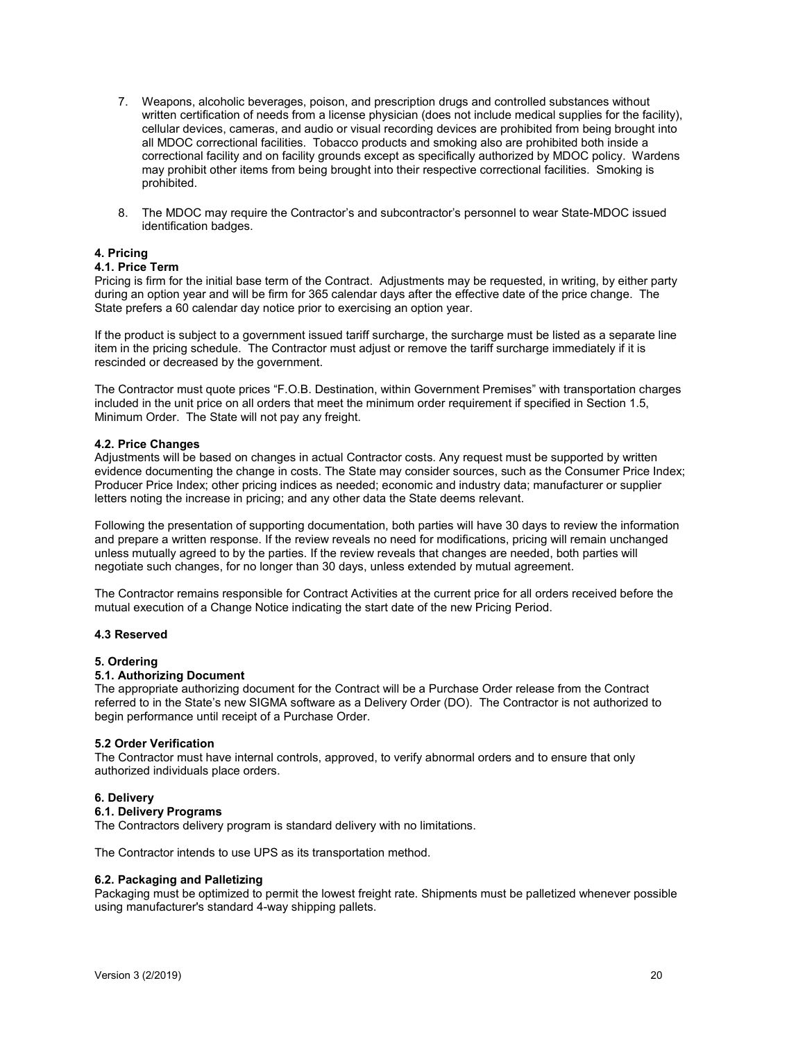7. Weapons, alcoholic beverages, poison, and prescription drugs and controlled substances without written certification of needs from a license physician (does not include medical supplies for the facility), cellular devices, cameras, and audio or visual recording devices are prohibited from being brought into all MDOC correctional facilities. Tobacco products and smoking also are prohibited both inside a correctional facility and on facility grounds except as specifically authorized by MDOC policy. Wardens may prohibit other items from being brought into their respective correctional facilities. Smoking is prohibited.

8. The MDOC may require the Contractor's and subcontractor's personnel to wear State-MDOC issued identification badges.

**4. Pricing**

**4.1. Price Term**

Pricing is firm for the initial base term of the Contract. Adjustments may be requested, in writing, by either party during an option year and will be firm for 365 calendar days after the effective date of the price change. The State prefers a 60 calendar day notice prior to exercising an option year.

If the product is subject to a government issued tariff surcharge, the surcharge must be listed as a separate line item in the pricing schedule. The Contractor must adjust or remove the tariff surcharge immediately if it is rescinded or decreased by the government.

The Contractor must quote prices "F.O.B. Destination, within Government Premises" with transportation charges included in the unit price on all orders that meet the minimum order requirement if specified in Section 1.5, Minimum Order. The State will not pay any freight.

**4.2. Price Changes**

Adjustments will be based on changes in actual Contractor costs. Any request must be supported by written evidence documenting the change in costs. The State may consider sources, such as the Consumer Price Index; Producer Price Index; other pricing indices as needed; economic and industry data; manufacturer or supplier letters noting the increase in pricing; and any other data the State deems relevant.

Following the presentation of supporting documentation, both parties will have 30 days to review the information and prepare a written response. If the review reveals no need for modifications, pricing will remain unchanged unless mutually agreed to by the parties. If the review reveals that changes are needed, both parties will negotiate such changes, for no longer than 30 days, unless extended by mutual agreement.

The Contractor remains responsible for Contract Activities at the current price for all orders received before the mutual execution of a Change Notice indicating the start date of the new Pricing Period.

**4.3 Reserved**

**5. Ordering**

**5.1. Authorizing Document**

The appropriate authorizing document for the Contract will be a Purchase Order release from the Contract referred to in the State's new SIGMA software as a Delivery Order (DO). The Contractor is not authorized to begin performance until receipt of a Purchase Order.

**5.2 Order Verification**

The Contractor must have internal controls, approved, to verify abnormal orders and to ensure that only authorized individuals place orders.

**6. Delivery**

**6.1. Delivery Programs**

The Contractors delivery program is standard delivery with no limitations.

The Contractor intends to use UPS as its transportation method.

**6.2. Packaging and Palletizing**

Packaging must be optimized to permit the lowest freight rate. Shipments must be palletized whenever possible using manufacturer's standard 4-way shipping pallets.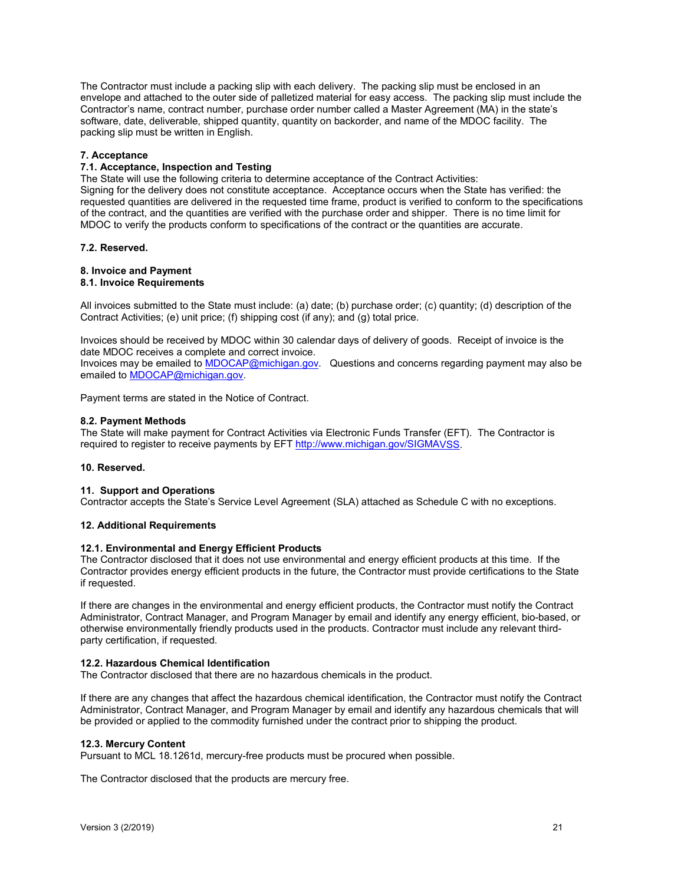The Contractor must include a packing slip with each delivery. The packing slip must be enclosed in an envelope and attached to the outer side of palletized material for easy access. The packing slip must include the Contractor's name, contract number, purchase order number called a Master Agreement (MA) in the state's software, date, deliverable, shipped quantity, quantity on backorder, and name of the MDOC facility. The packing slip must be written in English.

**7. Acceptance**

**7.1. Acceptance, Inspection and Testing**

The State will use the following criteria to determine acceptance of the Contract Activities:
Signing for the delivery does not constitute acceptance. Acceptance occurs when the State has verified: the requested quantities are delivered in the requested time frame, product is verified to conform to the specifications of the contract, and the quantities are verified with the purchase order and shipper. There is no time limit for MDOC to verify the products conform to specifications of the contract or the quantities are accurate.

**7.2. Reserved.**

**8. Invoice and Payment**

**8.1. Invoice Requirements**

All invoices submitted to the State must include: (a) date; (b) purchase order; (c) quantity; (d) description of the Contract Activities; (e) unit price; (f) shipping cost (if any); and (g) total price.

Invoices should be received by MDOC within 30 calendar days of delivery of goods. Receipt of invoice is the date MDOC receives a complete and correct invoice.
Invoices may be emailed to MDOCAP@michigan.gov. Questions and concerns regarding payment may also be emailed to MDOCAP@michigan.gov.

Payment terms are stated in the Notice of Contract.

**8.2. Payment Methods**

The State will make payment for Contract Activities via Electronic Funds Transfer (EFT). The Contractor is required to register to receive payments by EFT http://www.michigan.gov/SIGMAVSS.

**10. Reserved.**

**11. Support and Operations**

Contractor accepts the State's Service Level Agreement (SLA) attached as Schedule C with no exceptions.

**12. Additional Requirements**

**12.1. Environmental and Energy Efficient Products**

The Contractor disclosed that it does not use environmental and energy efficient products at this time. If the Contractor provides energy efficient products in the future, the Contractor must provide certifications to the State if requested.

If there are changes in the environmental and energy efficient products, the Contractor must notify the Contract Administrator, Contract Manager, and Program Manager by email and identify any energy efficient, bio-based, or otherwise environmentally friendly products used in the products. Contractor must include any relevant third-party certification, if requested.

**12.2. Hazardous Chemical Identification**

The Contractor disclosed that there are no hazardous chemicals in the product.

If there are any changes that affect the hazardous chemical identification, the Contractor must notify the Contract Administrator, Contract Manager, and Program Manager by email and identify any hazardous chemicals that will be provided or applied to the commodity furnished under the contract prior to shipping the product.

**12.3. Mercury Content**

Pursuant to MCL 18.1261d, mercury-free products must be procured when possible.

The Contractor disclosed that the products are mercury free.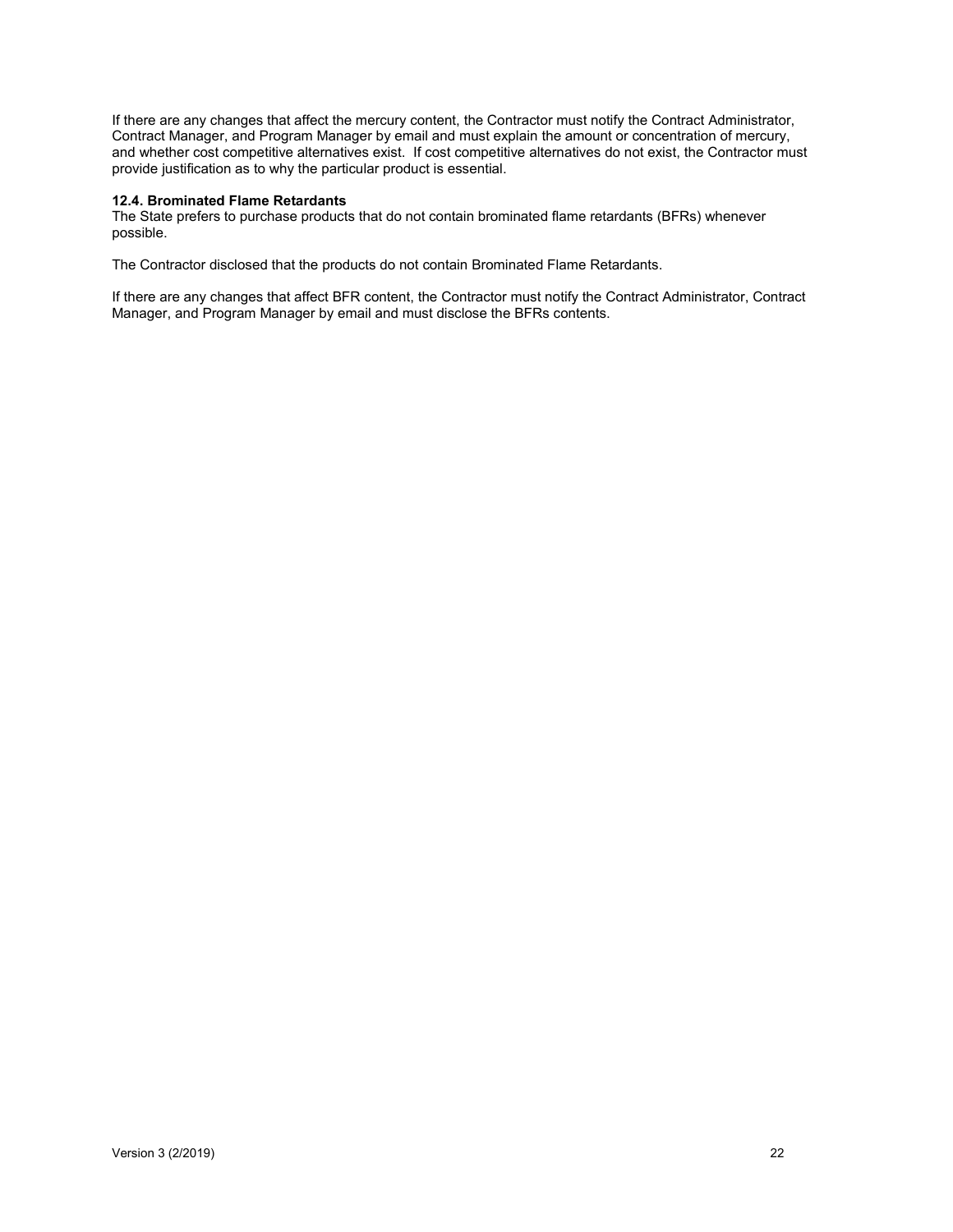If there are any changes that affect the mercury content, the Contractor must notify the Contract Administrator, Contract Manager, and Program Manager by email and must explain the amount or concentration of mercury, and whether cost competitive alternatives exist. If cost competitive alternatives do not exist, the Contractor must provide justification as to why the particular product is essential.

**12.4. Brominated Flame Retardants**

The State prefers to purchase products that do not contain brominated flame retardants (BFRs) whenever possible.

The Contractor disclosed that the products do not contain Brominated Flame Retardants.

If there are any changes that affect BFR content, the Contractor must notify the Contract Administrator, Contract Manager, and Program Manager by email and must disclose the BFRs contents.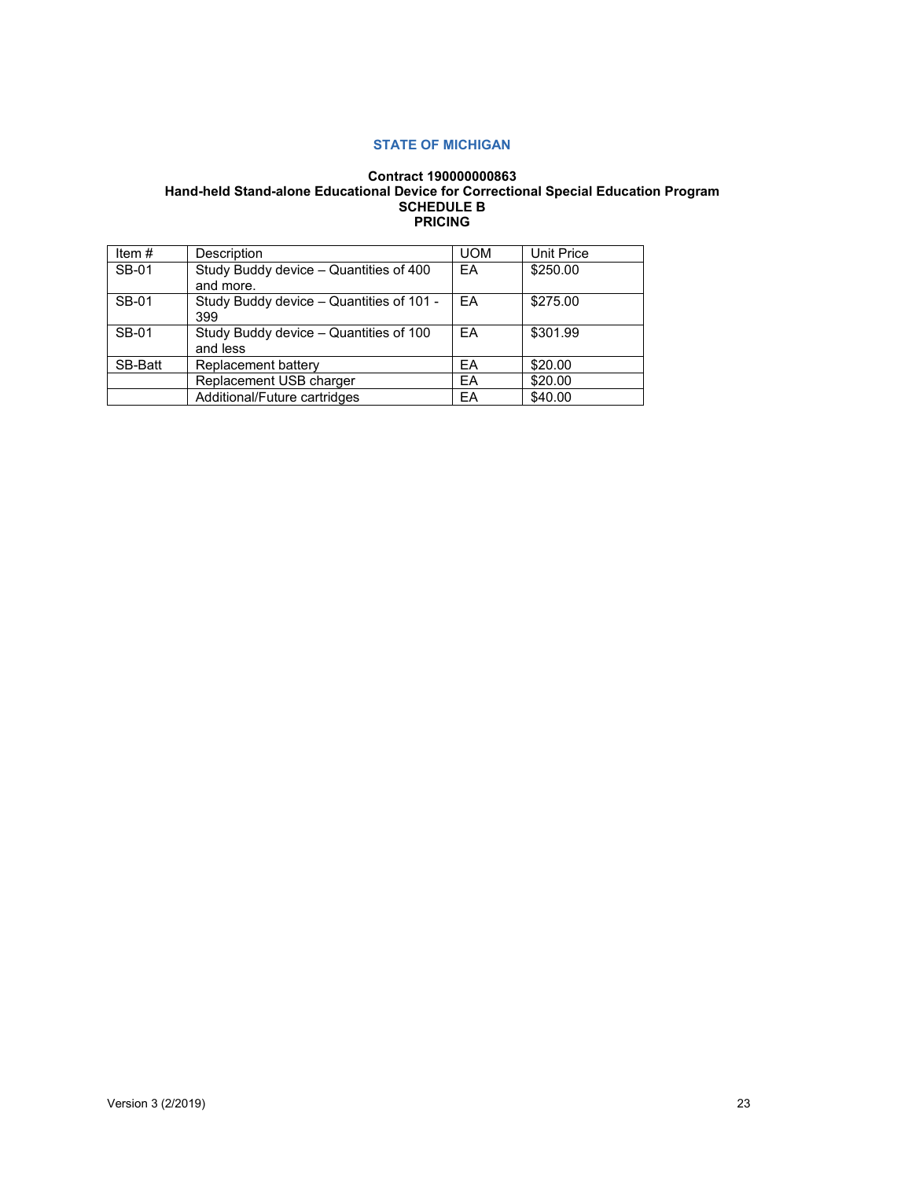**STATE OF MICHIGAN**

**Contract 190000000863**
**Hand-held Stand-alone Educational Device for Correctional Special Education Program**
**SCHEDULE B**
**PRICING**

| Item # | Description | UOM | Unit Price |
|---|---|---|---|
| SB-01 | Study Buddy device – Quantities of 400 and more. | EA | $250.00 |
| SB-01 | Study Buddy device – Quantities of 101 - 399 | EA | $275.00 |
| SB-01 | Study Buddy device – Quantities of 100 and less | EA | $301.99 |
| SB-Batt | Replacement battery | EA | $20.00 |
| | Replacement USB charger | EA | $20.00 |
| | Additional/Future cartridges | EA | $40.00 |

Version 3 (2/2019)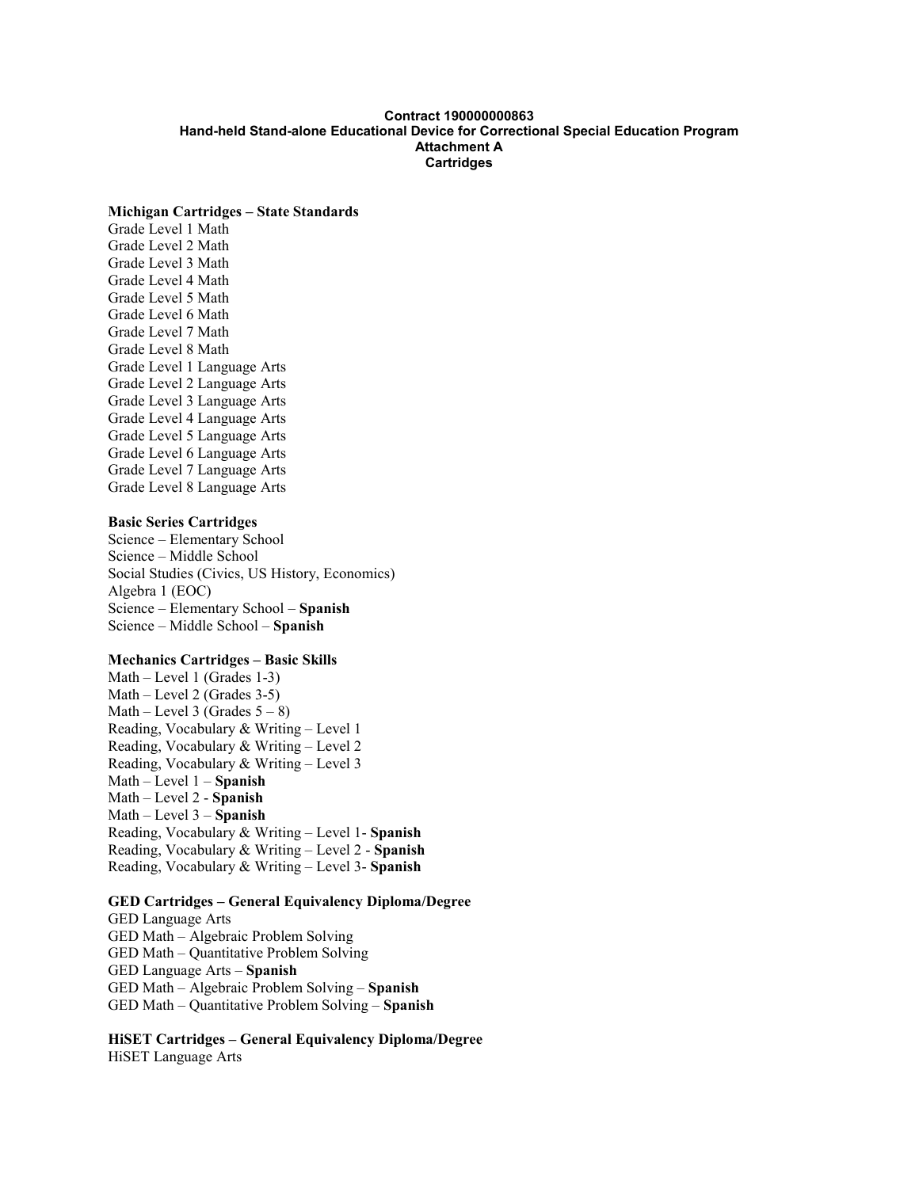**Contract 190000000863**
**Hand-held Stand-alone Educational Device for Correctional Special Education Program**
**Attachment A**
**Cartridges**

**Michigan Cartridges – State Standards**
Grade Level 1 Math
Grade Level 2 Math
Grade Level 3 Math
Grade Level 4 Math
Grade Level 5 Math
Grade Level 6 Math
Grade Level 7 Math
Grade Level 8 Math
Grade Level 1 Language Arts
Grade Level 2 Language Arts
Grade Level 3 Language Arts
Grade Level 4 Language Arts
Grade Level 5 Language Arts
Grade Level 6 Language Arts
Grade Level 7 Language Arts
Grade Level 8 Language Arts

**Basic Series Cartridges**
Science – Elementary School
Science – Middle School
Social Studies (Civics, US History, Economics)
Algebra 1 (EOC)
Science – Elementary School – **Spanish**
Science – Middle School – **Spanish**

**Mechanics Cartridges – Basic Skills**
Math – Level 1 (Grades 1-3)
Math – Level 2 (Grades 3-5)
Math – Level 3 (Grades 5 – 8)
Reading, Vocabulary & Writing – Level 1
Reading, Vocabulary & Writing – Level 2
Reading, Vocabulary & Writing – Level 3
Math – Level 1 – **Spanish**
Math – Level 2 - **Spanish**
Math – Level 3 – **Spanish**
Reading, Vocabulary & Writing – Level 1- **Spanish**
Reading, Vocabulary & Writing – Level 2 - **Spanish**
Reading, Vocabulary & Writing – Level 3- **Spanish**

**GED Cartridges – General Equivalency Diploma/Degree**
GED Language Arts
GED Math – Algebraic Problem Solving
GED Math – Quantitative Problem Solving
GED Language Arts – **Spanish**
GED Math – Algebraic Problem Solving – **Spanish**
GED Math – Quantitative Problem Solving – **Spanish**

**HiSET Cartridges – General Equivalency Diploma/Degree**
HiSET Language Arts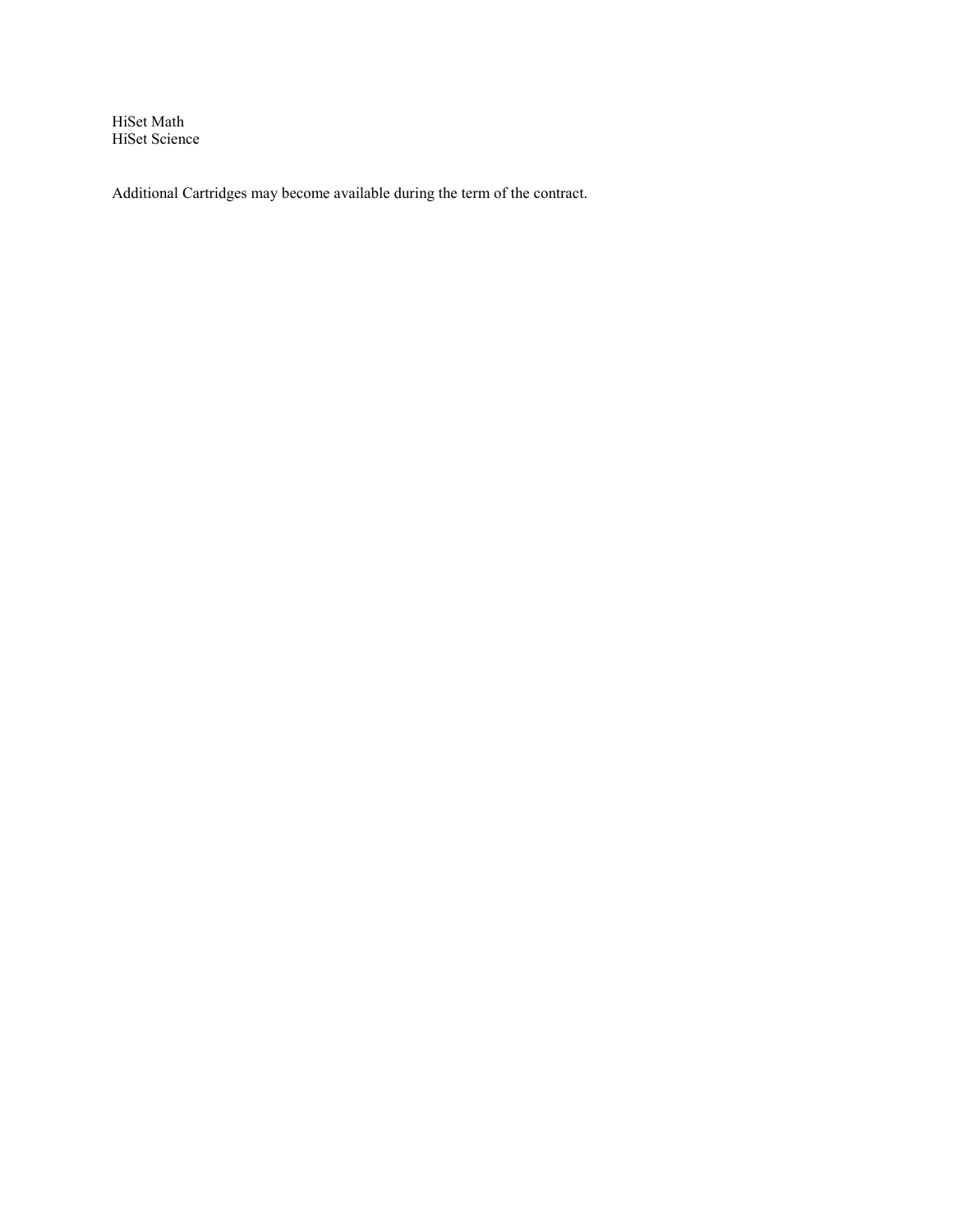HiSet Math
HiSet Science

Additional Cartridges may become available during the term of the contract.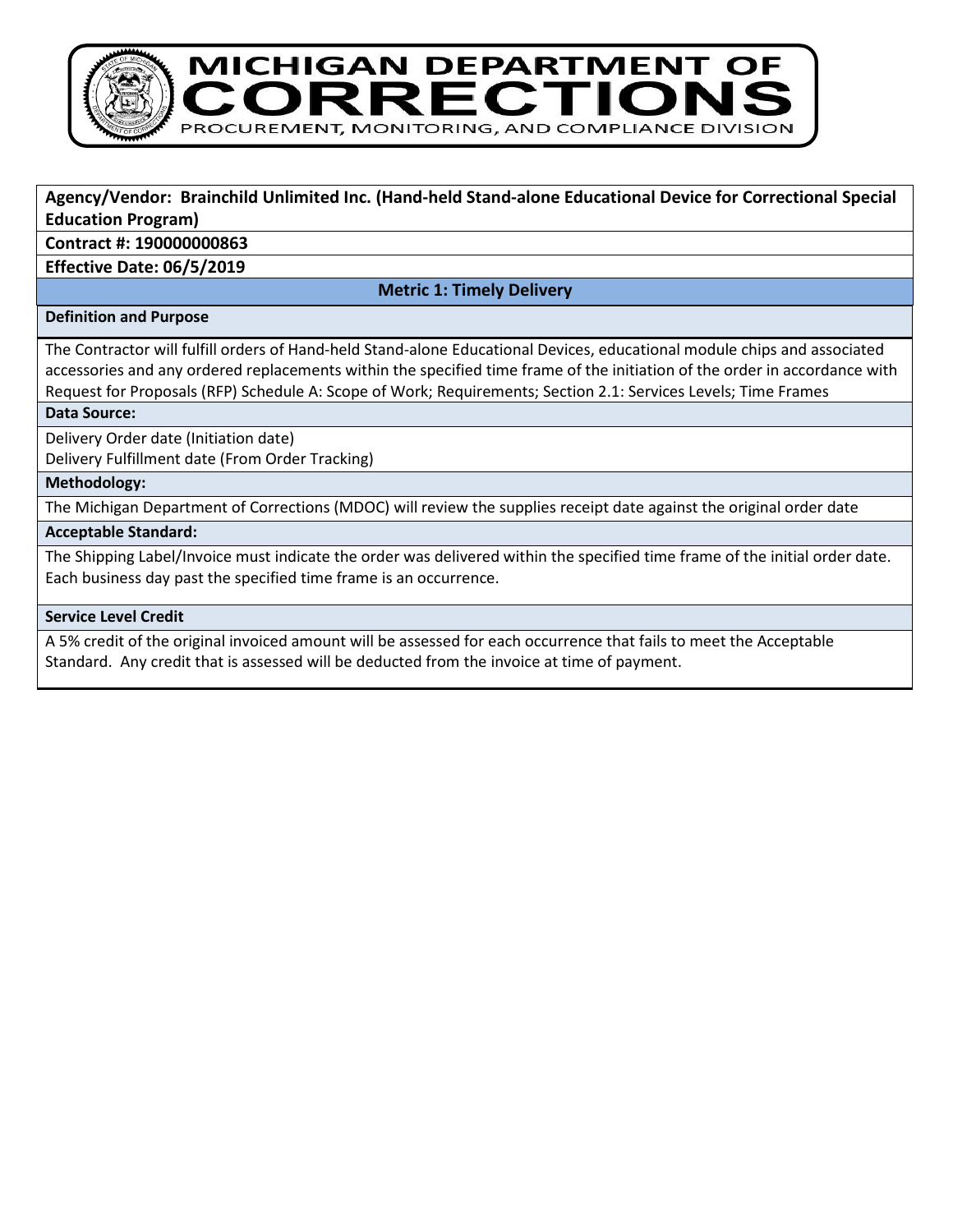# MICHIGAN DEPARTMENT OF CORRECTIONS

PROCUREMENT, MONITORING, AND COMPLIANCE DIVISION

**Agency/Vendor: Brainchild Unlimited Inc. (Hand-held Stand-alone Educational Device for Correctional Special Education Program)**

**Contract #: 190000000863**

**Effective Date: 06/5/2019**

## Metric 1: Timely Delivery

**Definition and Purpose**

The Contractor will fulfill orders of Hand-held Stand-alone Educational Devices, educational module chips and associated accessories and any ordered replacements within the specified time frame of the initiation of the order in accordance with Request for Proposals (RFP) Schedule A: Scope of Work; Requirements; Section 2.1: Services Levels; Time Frames

**Data Source:**

Delivery Order date (Initiation date)
Delivery Fulfillment date (From Order Tracking)

**Methodology:**

The Michigan Department of Corrections (MDOC) will review the supplies receipt date against the original order date

**Acceptable Standard:**

The Shipping Label/Invoice must indicate the order was delivered within the specified time frame of the initial order date. Each business day past the specified time frame is an occurrence.

**Service Level Credit**

A 5% credit of the original invoiced amount will be assessed for each occurrence that fails to meet the Acceptable Standard. Any credit that is assessed will be deducted from the invoice at time of payment.